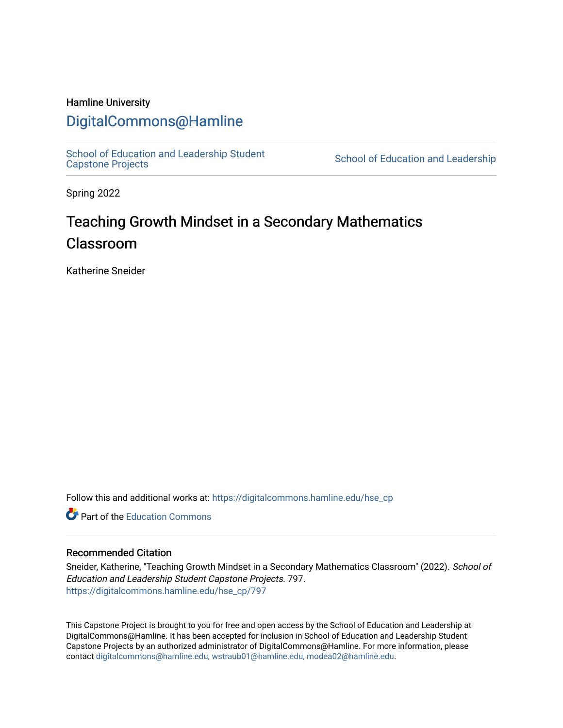Hamline University

# DigitalCommons@Hamline

School of Education and Leadership Student Capstone Projects | School of Education and Leadership

Spring 2022

## Teaching Growth Mindset in a Secondary Mathematics Classroom

Katherine Sneider

Follow this and additional works at: https://digitalcommons.hamline.edu/hse_cp

Part of the Education Commons

### Recommended Citation

Sneider, Katherine, "Teaching Growth Mindset in a Secondary Mathematics Classroom" (2022). *School of Education and Leadership Student Capstone Projects*. 797.
https://digitalcommons.hamline.edu/hse_cp/797

This Capstone Project is brought to you for free and open access by the School of Education and Leadership at DigitalCommons@Hamline. It has been accepted for inclusion in School of Education and Leadership Student Capstone Projects by an authorized administrator of DigitalCommons@Hamline. For more information, please contact digitalcommons@hamline.edu, wstraub01@hamline.edu, modea02@hamline.edu.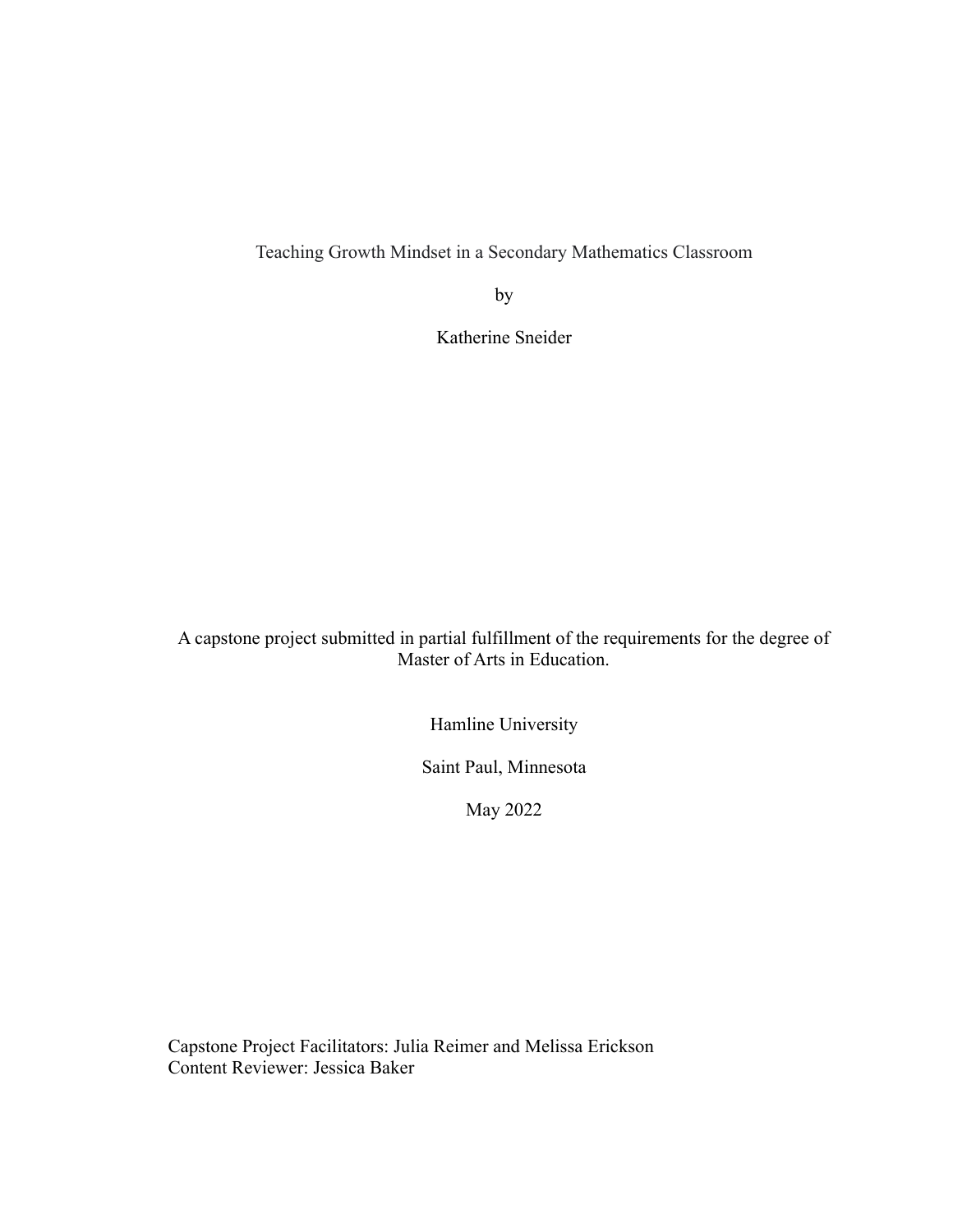Teaching Growth Mindset in a Secondary Mathematics Classroom

by

Katherine Sneider

A capstone project submitted in partial fulfillment of the requirements for the degree of Master of Arts in Education.

Hamline University

Saint Paul, Minnesota

May 2022

Capstone Project Facilitators: Julia Reimer and Melissa Erickson
Content Reviewer: Jessica Baker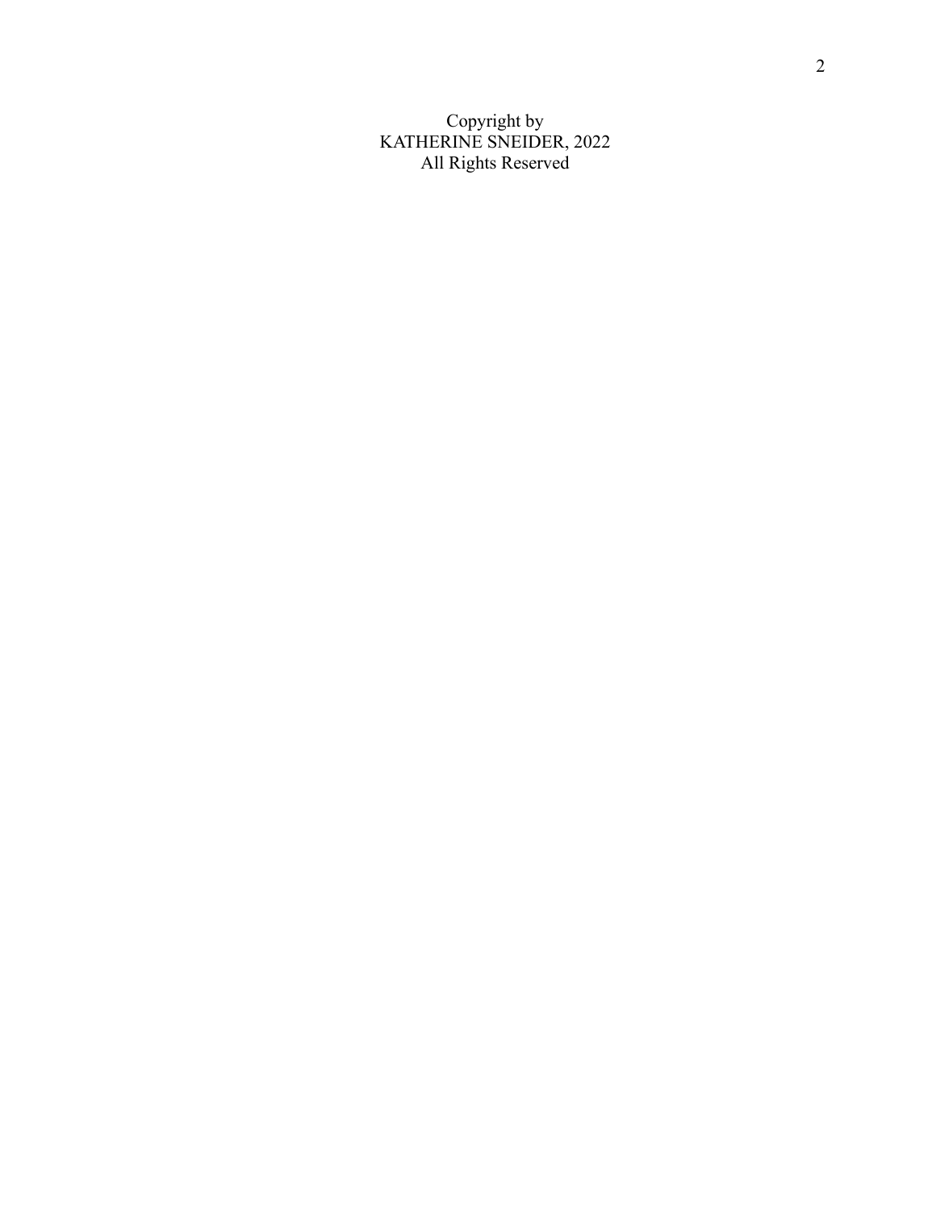Copyright by
KATHERINE SNEIDER, 2022
All Rights Reserved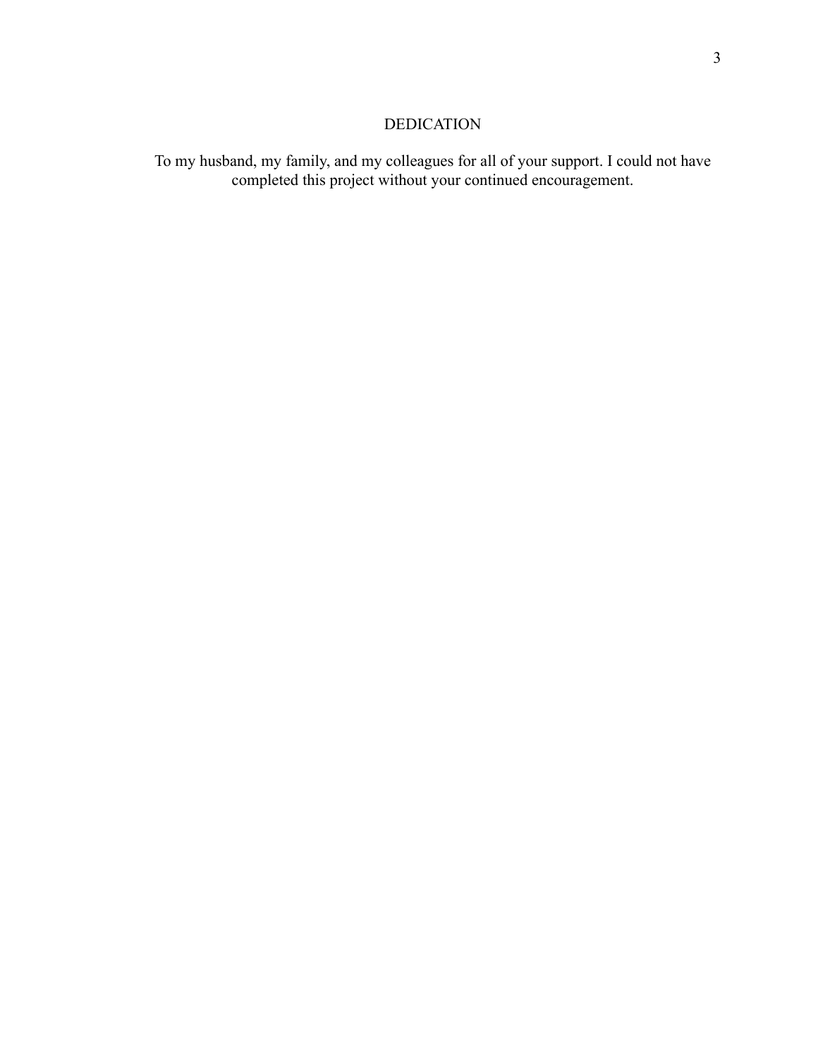# DEDICATION

To my husband, my family, and my colleagues for all of your support. I could not have completed this project without your continued encouragement.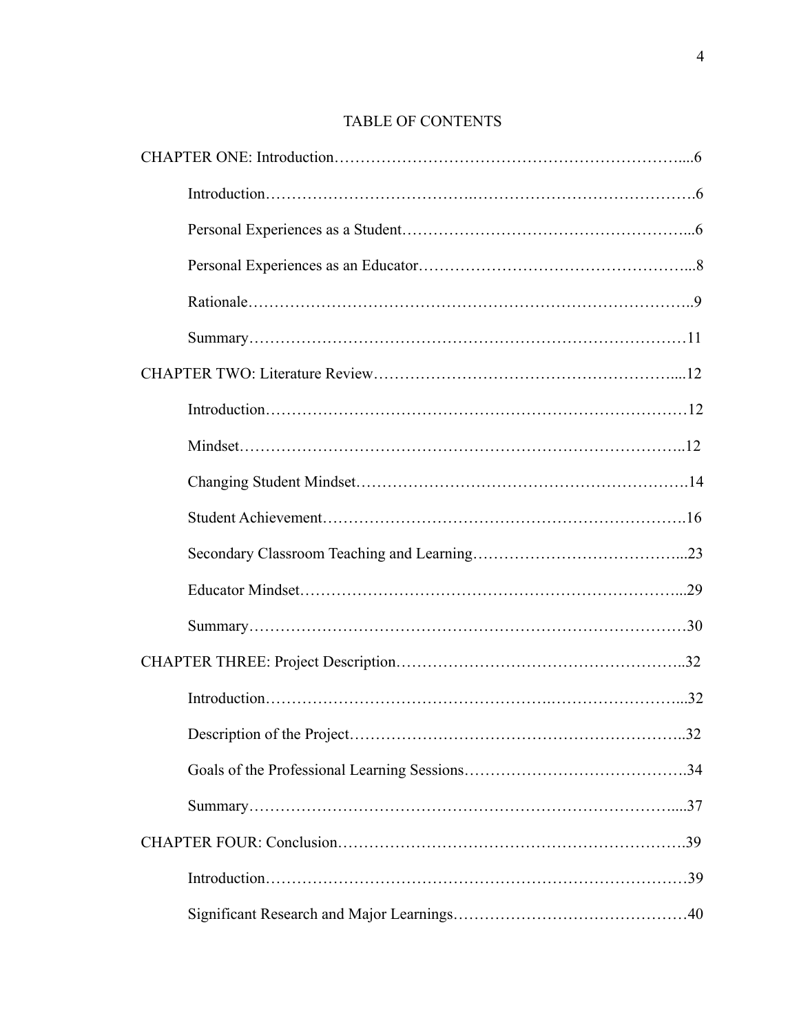# TABLE OF CONTENTS

CHAPTER ONE: Introduction.....6

- Introduction.....6
- Personal Experiences as a Student.....6
- Personal Experiences as an Educator.....8
- Rationale.....9
- Summary.....11

CHAPTER TWO: Literature Review.....12

- Introduction.....12
- Mindset.....12
- Changing Student Mindset.....14
- Student Achievement.....16
- Secondary Classroom Teaching and Learning.....23
- Educator Mindset.....29
- Summary.....30

CHAPTER THREE: Project Description.....32

- Introduction.....32
- Description of the Project.....32
- Goals of the Professional Learning Sessions.....34
- Summary.....37

CHAPTER FOUR: Conclusion.....39

- Introduction.....39
- Significant Research and Major Learnings.....40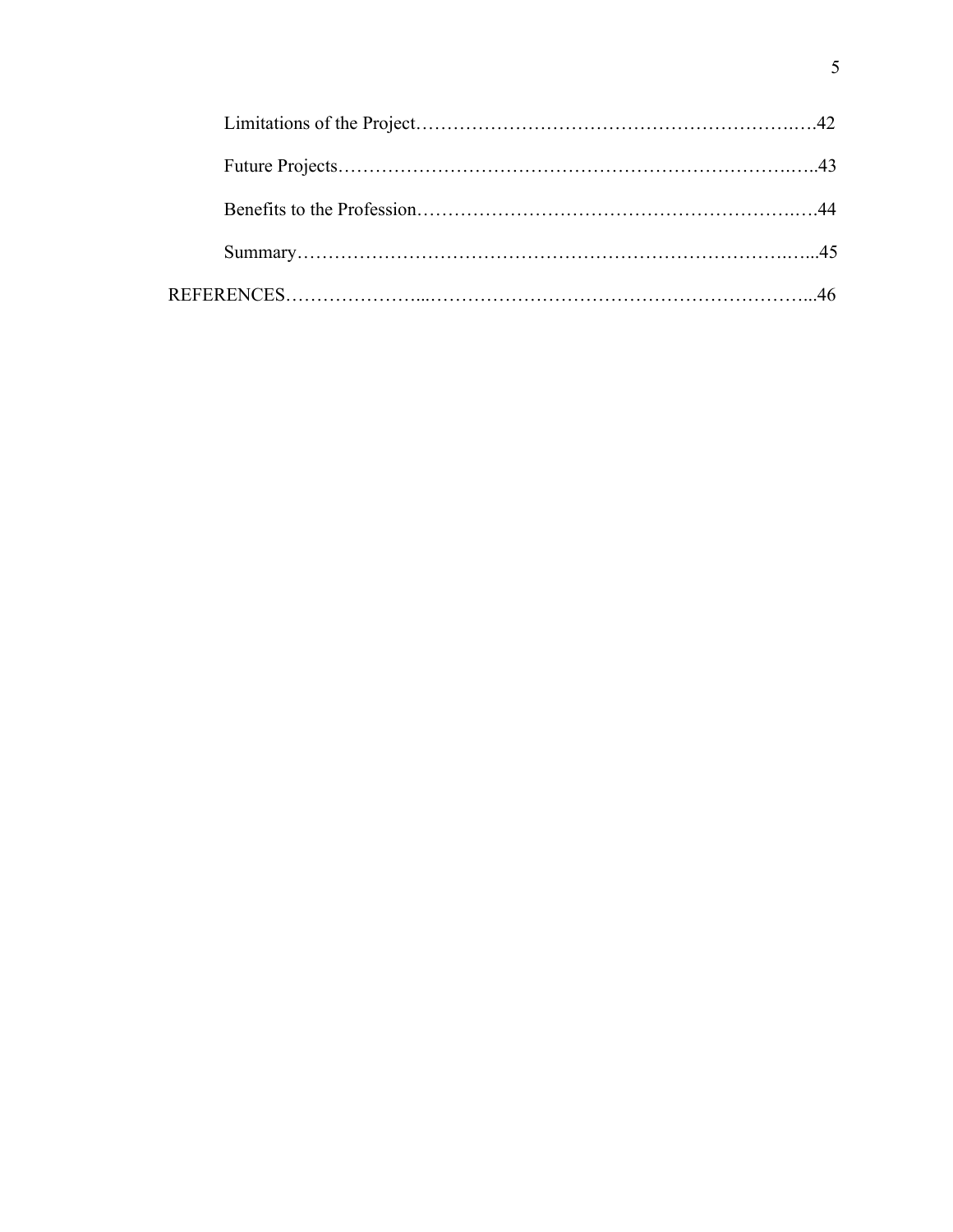Limitations of the Project……………………………………………………….….42

Future Projects…………………………………………………………………..…..43

Benefits to the Profession……………………….………………………………..….44

Summary………………………………………………………………………..…...45

REFERENCES………………….....……………………………………………………...46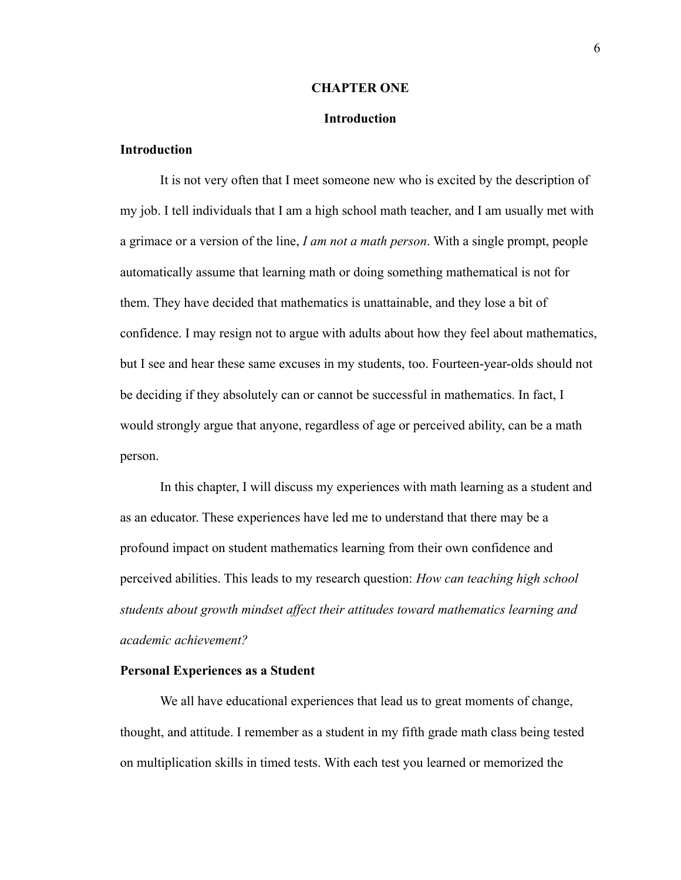# CHAPTER ONE

## Introduction

### Introduction

It is not very often that I meet someone new who is excited by the description of my job. I tell individuals that I am a high school math teacher, and I am usually met with a grimace or a version of the line, *I am not a math person*. With a single prompt, people automatically assume that learning math or doing something mathematical is not for them. They have decided that mathematics is unattainable, and they lose a bit of confidence. I may resign not to argue with adults about how they feel about mathematics, but I see and hear these same excuses in my students, too. Fourteen-year-olds should not be deciding if they absolutely can or cannot be successful in mathematics. In fact, I would strongly argue that anyone, regardless of age or perceived ability, can be a math person.

In this chapter, I will discuss my experiences with math learning as a student and as an educator. These experiences have led me to understand that there may be a profound impact on student mathematics learning from their own confidence and perceived abilities. This leads to my research question: *How can teaching high school students about growth mindset affect their attitudes toward mathematics learning and academic achievement?*

### Personal Experiences as a Student

We all have educational experiences that lead us to great moments of change, thought, and attitude. I remember as a student in my fifth grade math class being tested on multiplication skills in timed tests. With each test you learned or memorized the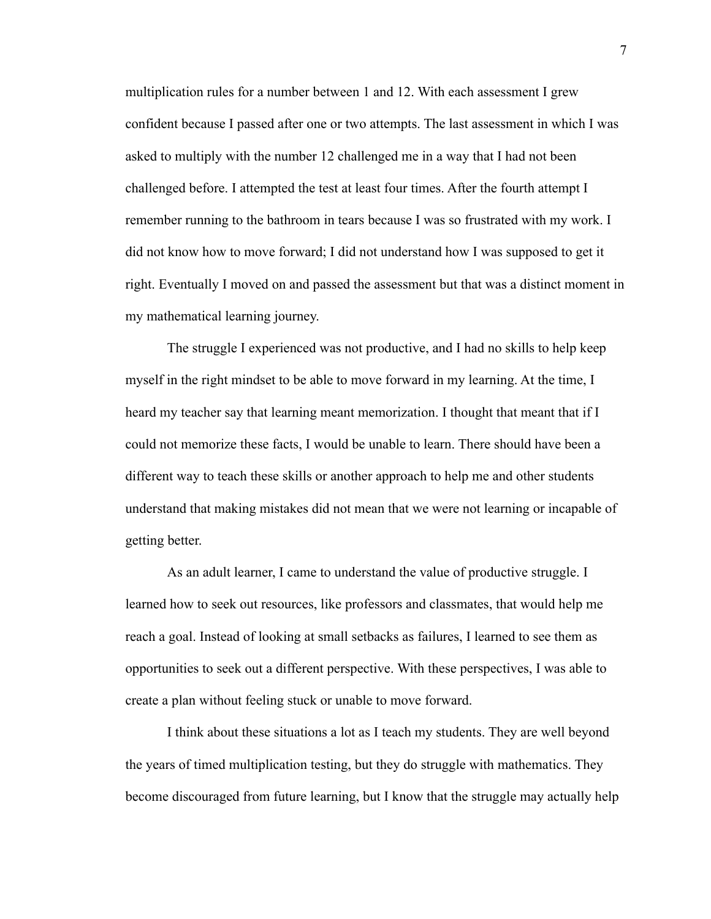multiplication rules for a number between 1 and 12. With each assessment I grew confident because I passed after one or two attempts. The last assessment in which I was asked to multiply with the number 12 challenged me in a way that I had not been challenged before. I attempted the test at least four times. After the fourth attempt I remember running to the bathroom in tears because I was so frustrated with my work. I did not know how to move forward; I did not understand how I was supposed to get it right. Eventually I moved on and passed the assessment but that was a distinct moment in my mathematical learning journey.

The struggle I experienced was not productive, and I had no skills to help keep myself in the right mindset to be able to move forward in my learning. At the time, I heard my teacher say that learning meant memorization. I thought that meant that if I could not memorize these facts, I would be unable to learn. There should have been a different way to teach these skills or another approach to help me and other students understand that making mistakes did not mean that we were not learning or incapable of getting better.

As an adult learner, I came to understand the value of productive struggle. I learned how to seek out resources, like professors and classmates, that would help me reach a goal. Instead of looking at small setbacks as failures, I learned to see them as opportunities to seek out a different perspective. With these perspectives, I was able to create a plan without feeling stuck or unable to move forward.

I think about these situations a lot as I teach my students. They are well beyond the years of timed multiplication testing, but they do struggle with mathematics. They become discouraged from future learning, but I know that the struggle may actually help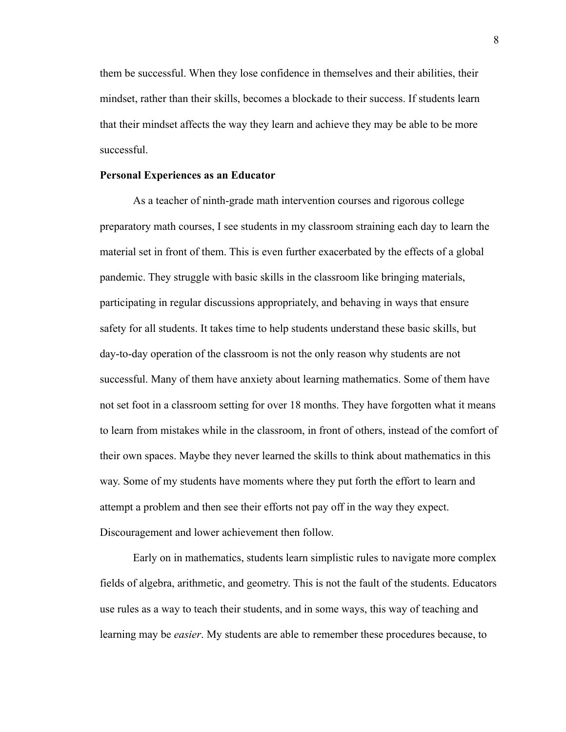them be successful. When they lose confidence in themselves and their abilities, their mindset, rather than their skills, becomes a blockade to their success. If students learn that their mindset affects the way they learn and achieve they may be able to be more successful.

**Personal Experiences as an Educator**

As a teacher of ninth-grade math intervention courses and rigorous college preparatory math courses, I see students in my classroom straining each day to learn the material set in front of them. This is even further exacerbated by the effects of a global pandemic. They struggle with basic skills in the classroom like bringing materials, participating in regular discussions appropriately, and behaving in ways that ensure safety for all students. It takes time to help students understand these basic skills, but day-to-day operation of the classroom is not the only reason why students are not successful. Many of them have anxiety about learning mathematics. Some of them have not set foot in a classroom setting for over 18 months. They have forgotten what it means to learn from mistakes while in the classroom, in front of others, instead of the comfort of their own spaces. Maybe they never learned the skills to think about mathematics in this way. Some of my students have moments where they put forth the effort to learn and attempt a problem and then see their efforts not pay off in the way they expect. Discouragement and lower achievement then follow.

Early on in mathematics, students learn simplistic rules to navigate more complex fields of algebra, arithmetic, and geometry. This is not the fault of the students. Educators use rules as a way to teach their students, and in some ways, this way of teaching and learning may be *easier*. My students are able to remember these procedures because, to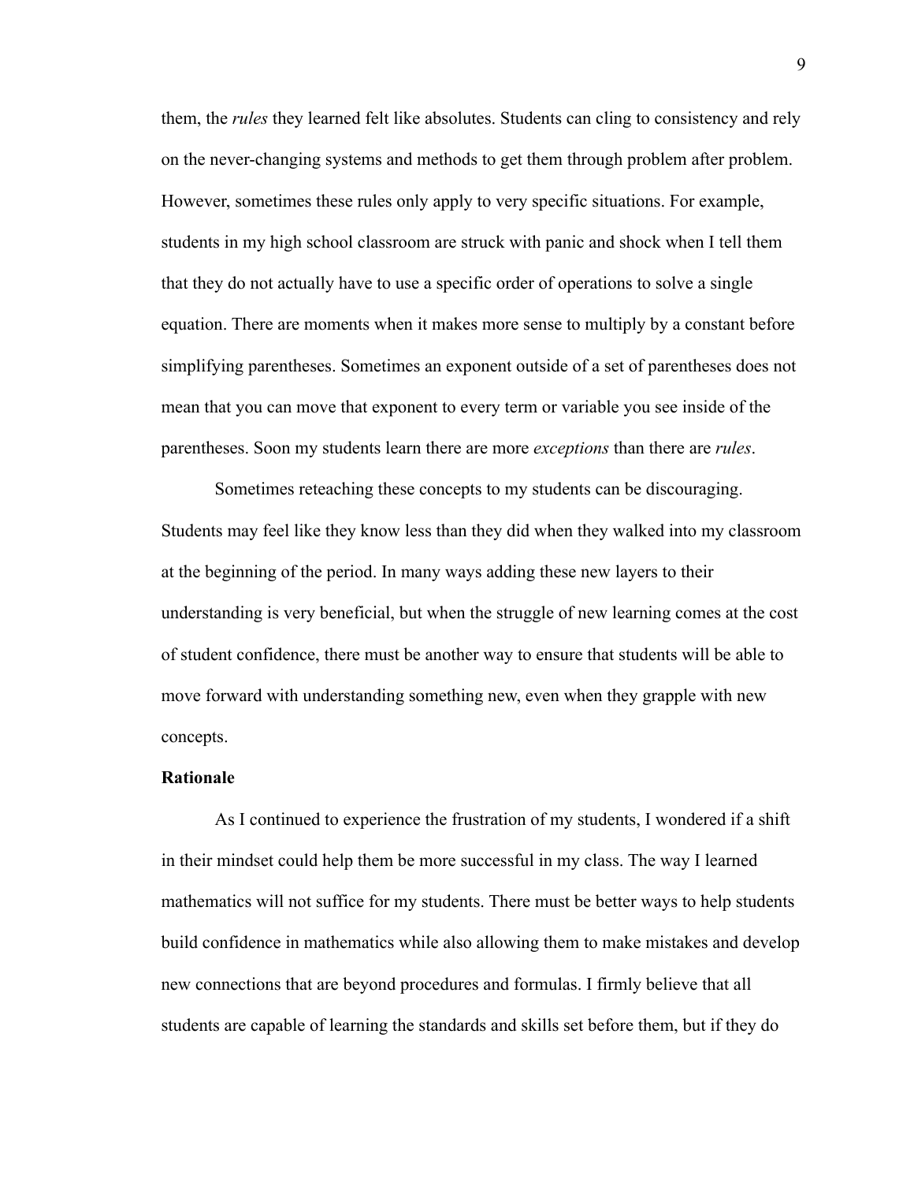them, the *rules* they learned felt like absolutes. Students can cling to consistency and rely on the never-changing systems and methods to get them through problem after problem. However, sometimes these rules only apply to very specific situations. For example, students in my high school classroom are struck with panic and shock when I tell them that they do not actually have to use a specific order of operations to solve a single equation. There are moments when it makes more sense to multiply by a constant before simplifying parentheses. Sometimes an exponent outside of a set of parentheses does not mean that you can move that exponent to every term or variable you see inside of the parentheses. Soon my students learn there are more *exceptions* than there are *rules*.

Sometimes reteaching these concepts to my students can be discouraging. Students may feel like they know less than they did when they walked into my classroom at the beginning of the period. In many ways adding these new layers to their understanding is very beneficial, but when the struggle of new learning comes at the cost of student confidence, there must be another way to ensure that students will be able to move forward with understanding something new, even when they grapple with new concepts.

**Rationale**

As I continued to experience the frustration of my students, I wondered if a shift in their mindset could help them be more successful in my class. The way I learned mathematics will not suffice for my students. There must be better ways to help students build confidence in mathematics while also allowing them to make mistakes and develop new connections that are beyond procedures and formulas. I firmly believe that all students are capable of learning the standards and skills set before them, but if they do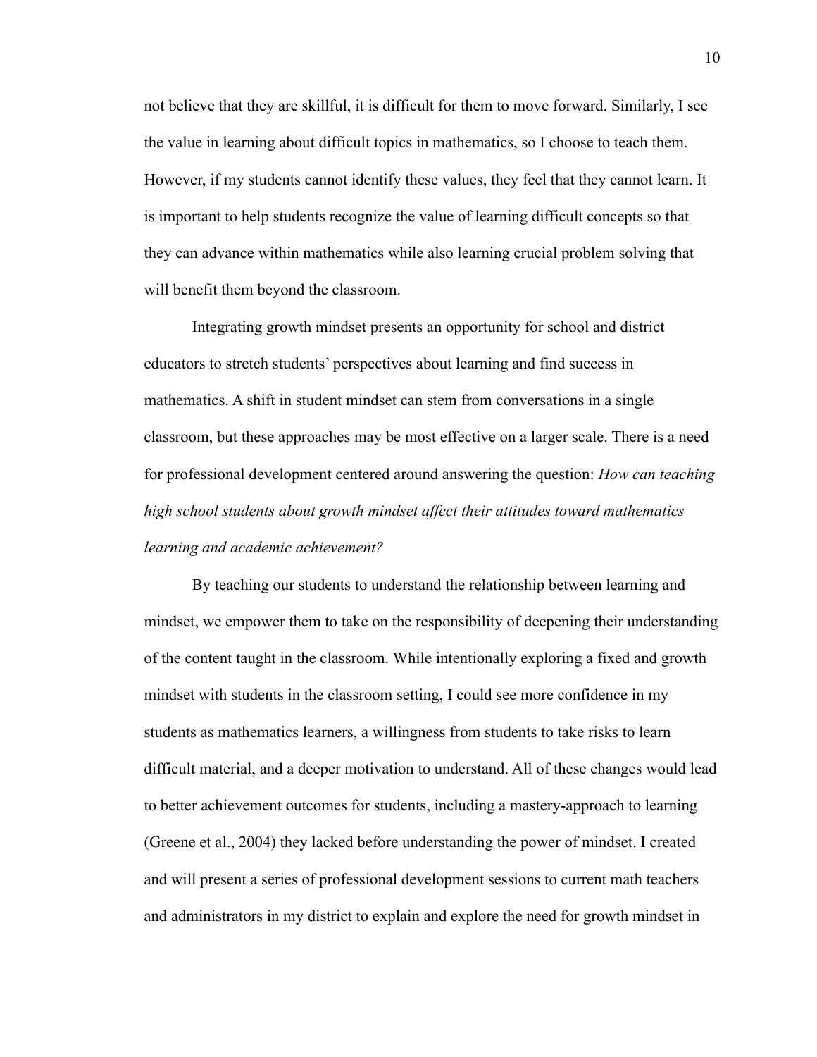not believe that they are skillful, it is difficult for them to move forward. Similarly, I see the value in learning about difficult topics in mathematics, so I choose to teach them. However, if my students cannot identify these values, they feel that they cannot learn. It is important to help students recognize the value of learning difficult concepts so that they can advance within mathematics while also learning crucial problem solving that will benefit them beyond the classroom.

Integrating growth mindset presents an opportunity for school and district educators to stretch students' perspectives about learning and find success in mathematics. A shift in student mindset can stem from conversations in a single classroom, but these approaches may be most effective on a larger scale. There is a need for professional development centered around answering the question: *How can teaching high school students about growth mindset affect their attitudes toward mathematics learning and academic achievement?*

By teaching our students to understand the relationship between learning and mindset, we empower them to take on the responsibility of deepening their understanding of the content taught in the classroom. While intentionally exploring a fixed and growth mindset with students in the classroom setting, I could see more confidence in my students as mathematics learners, a willingness from students to take risks to learn difficult material, and a deeper motivation to understand. All of these changes would lead to better achievement outcomes for students, including a mastery-approach to learning (Greene et al., 2004) they lacked before understanding the power of mindset. I created and will present a series of professional development sessions to current math teachers and administrators in my district to explain and explore the need for growth mindset in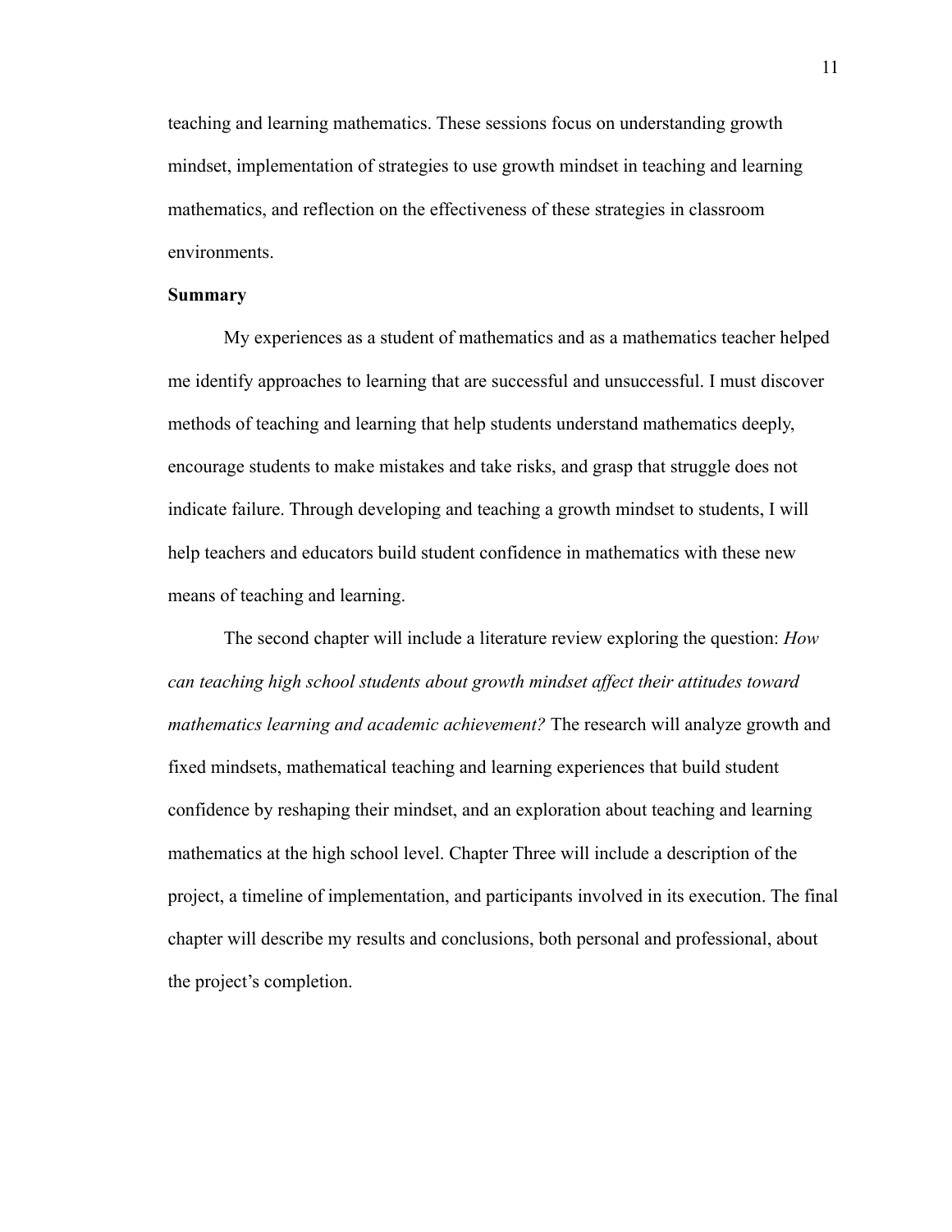teaching and learning mathematics. These sessions focus on understanding growth mindset, implementation of strategies to use growth mindset in teaching and learning mathematics, and reflection on the effectiveness of these strategies in classroom environments.

**Summary**

My experiences as a student of mathematics and as a mathematics teacher helped me identify approaches to learning that are successful and unsuccessful. I must discover methods of teaching and learning that help students understand mathematics deeply, encourage students to make mistakes and take risks, and grasp that struggle does not indicate failure. Through developing and teaching a growth mindset to students, I will help teachers and educators build student confidence in mathematics with these new means of teaching and learning.

The second chapter will include a literature review exploring the question: *How can teaching high school students about growth mindset affect their attitudes toward mathematics learning and academic achievement?* The research will analyze growth and fixed mindsets, mathematical teaching and learning experiences that build student confidence by reshaping their mindset, and an exploration about teaching and learning mathematics at the high school level. Chapter Three will include a description of the project, a timeline of implementation, and participants involved in its execution. The final chapter will describe my results and conclusions, both personal and professional, about the project's completion.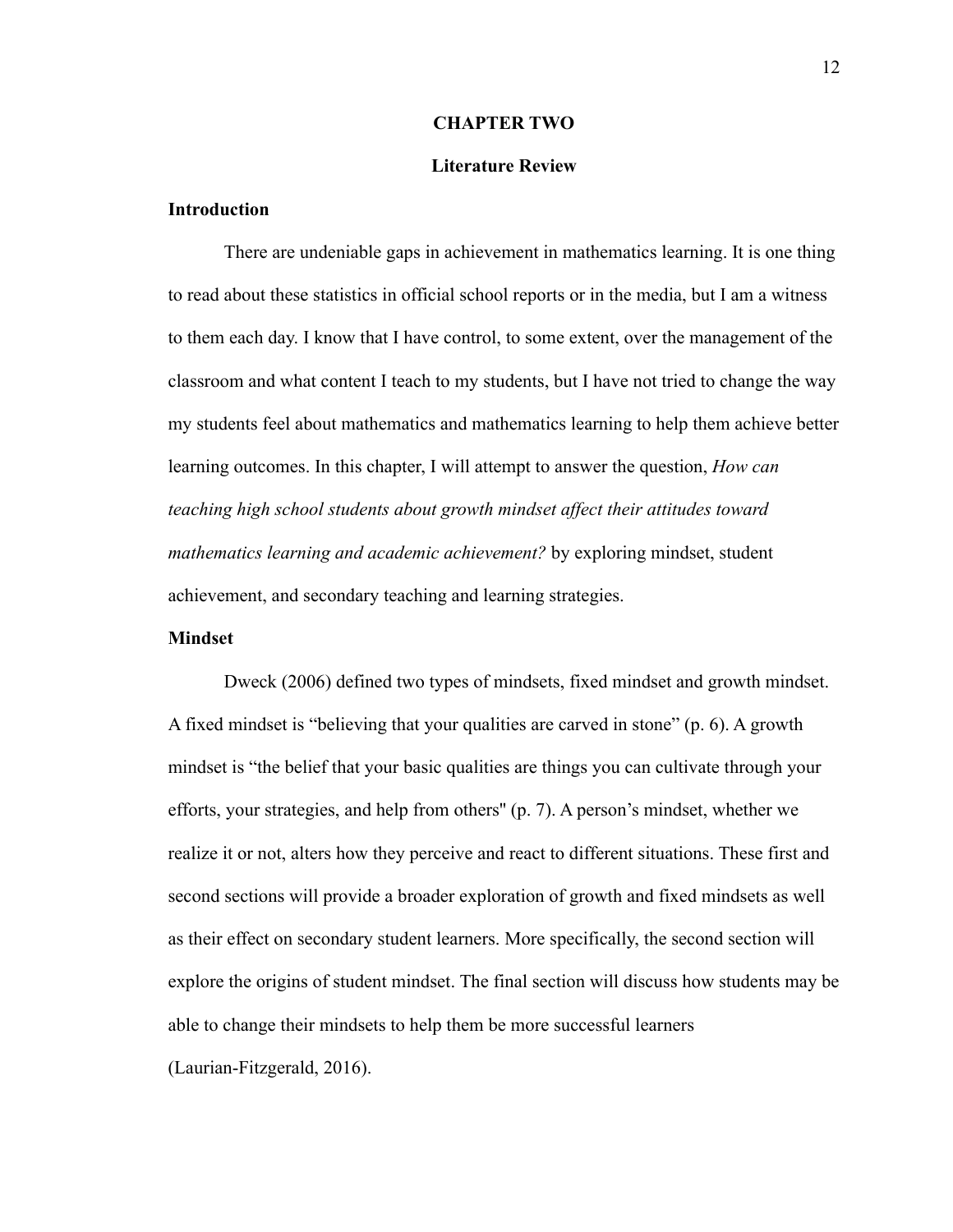# CHAPTER TWO

## Literature Review

### Introduction

There are undeniable gaps in achievement in mathematics learning. It is one thing to read about these statistics in official school reports or in the media, but I am a witness to them each day. I know that I have control, to some extent, over the management of the classroom and what content I teach to my students, but I have not tried to change the way my students feel about mathematics and mathematics learning to help them achieve better learning outcomes. In this chapter, I will attempt to answer the question, *How can teaching high school students about growth mindset affect their attitudes toward mathematics learning and academic achievement?* by exploring mindset, student achievement, and secondary teaching and learning strategies.

### Mindset

Dweck (2006) defined two types of mindsets, fixed mindset and growth mindset. A fixed mindset is “believing that your qualities are carved in stone” (p. 6). A growth mindset is “the belief that your basic qualities are things you can cultivate through your efforts, your strategies, and help from others" (p. 7). A person’s mindset, whether we realize it or not, alters how they perceive and react to different situations. These first and second sections will provide a broader exploration of growth and fixed mindsets as well as their effect on secondary student learners. More specifically, the second section will explore the origins of student mindset. The final section will discuss how students may be able to change their mindsets to help them be more successful learners (Laurian-Fitzgerald, 2016).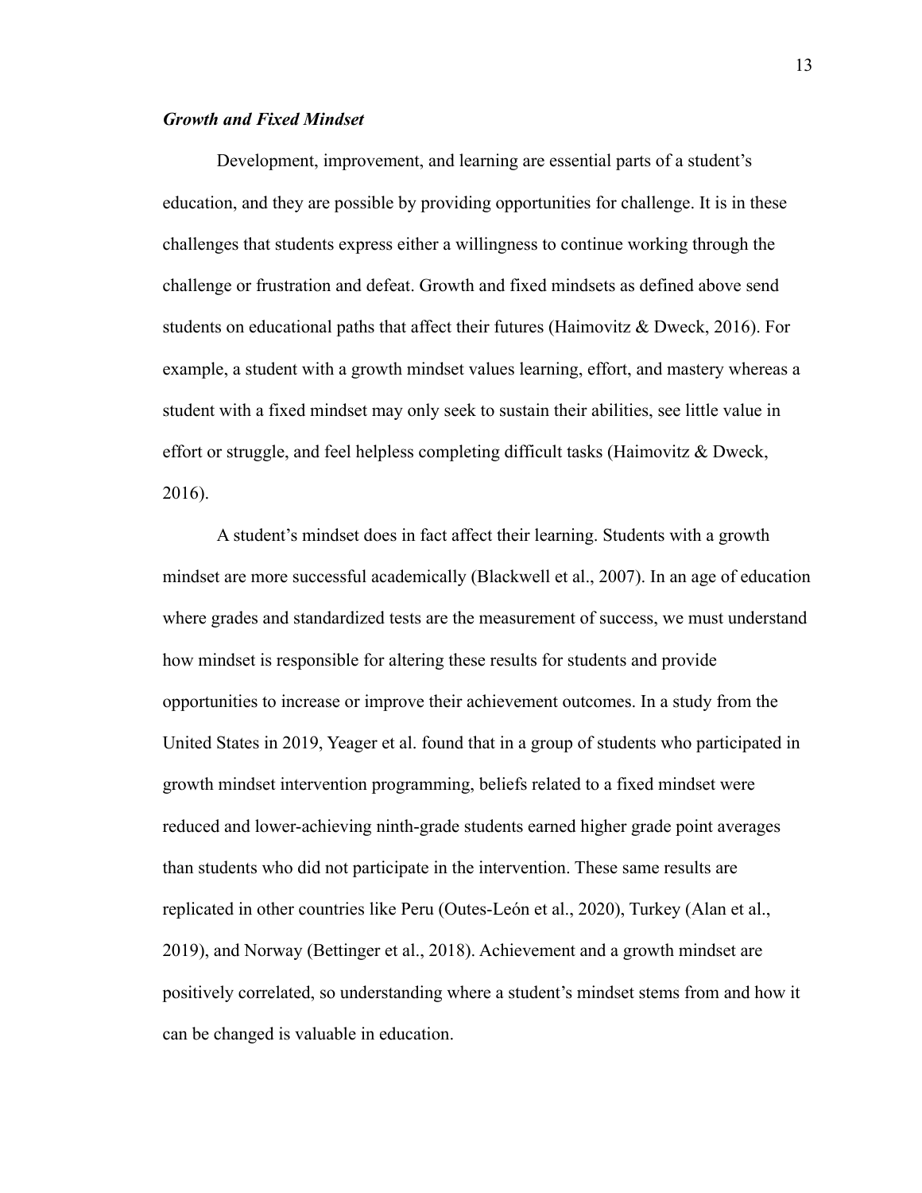### *Growth and Fixed Mindset*

Development, improvement, and learning are essential parts of a student's education, and they are possible by providing opportunities for challenge. It is in these challenges that students express either a willingness to continue working through the challenge or frustration and defeat. Growth and fixed mindsets as defined above send students on educational paths that affect their futures (Haimovitz & Dweck, 2016). For example, a student with a growth mindset values learning, effort, and mastery whereas a student with a fixed mindset may only seek to sustain their abilities, see little value in effort or struggle, and feel helpless completing difficult tasks (Haimovitz & Dweck, 2016).

A student's mindset does in fact affect their learning. Students with a growth mindset are more successful academically (Blackwell et al., 2007). In an age of education where grades and standardized tests are the measurement of success, we must understand how mindset is responsible for altering these results for students and provide opportunities to increase or improve their achievement outcomes. In a study from the United States in 2019, Yeager et al. found that in a group of students who participated in growth mindset intervention programming, beliefs related to a fixed mindset were reduced and lower-achieving ninth-grade students earned higher grade point averages than students who did not participate in the intervention. These same results are replicated in other countries like Peru (Outes-León et al., 2020), Turkey (Alan et al., 2019), and Norway (Bettinger et al., 2018). Achievement and a growth mindset are positively correlated, so understanding where a student's mindset stems from and how it can be changed is valuable in education.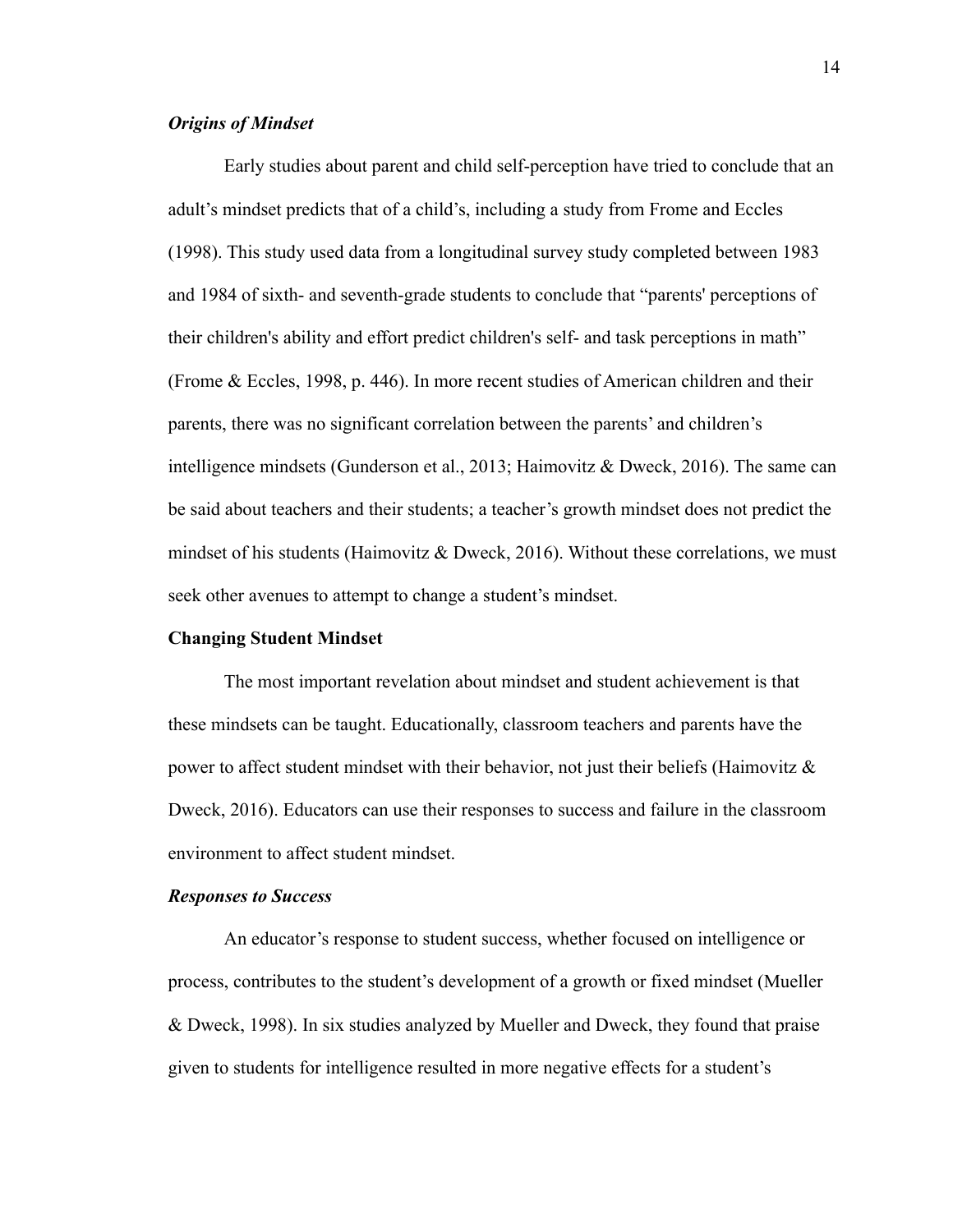### *Origins of Mindset*

Early studies about parent and child self-perception have tried to conclude that an adult's mindset predicts that of a child's, including a study from Frome and Eccles (1998). This study used data from a longitudinal survey study completed between 1983 and 1984 of sixth- and seventh-grade students to conclude that "parents' perceptions of their children's ability and effort predict children's self- and task perceptions in math" (Frome & Eccles, 1998, p. 446). In more recent studies of American children and their parents, there was no significant correlation between the parents' and children's intelligence mindsets (Gunderson et al., 2013; Haimovitz & Dweck, 2016). The same can be said about teachers and their students; a teacher's growth mindset does not predict the mindset of his students (Haimovitz & Dweck, 2016). Without these correlations, we must seek other avenues to attempt to change a student's mindset.

## Changing Student Mindset

The most important revelation about mindset and student achievement is that these mindsets can be taught. Educationally, classroom teachers and parents have the power to affect student mindset with their behavior, not just their beliefs (Haimovitz & Dweck, 2016). Educators can use their responses to success and failure in the classroom environment to affect student mindset.

### *Responses to Success*

An educator's response to student success, whether focused on intelligence or process, contributes to the student's development of a growth or fixed mindset (Mueller & Dweck, 1998). In six studies analyzed by Mueller and Dweck, they found that praise given to students for intelligence resulted in more negative effects for a student's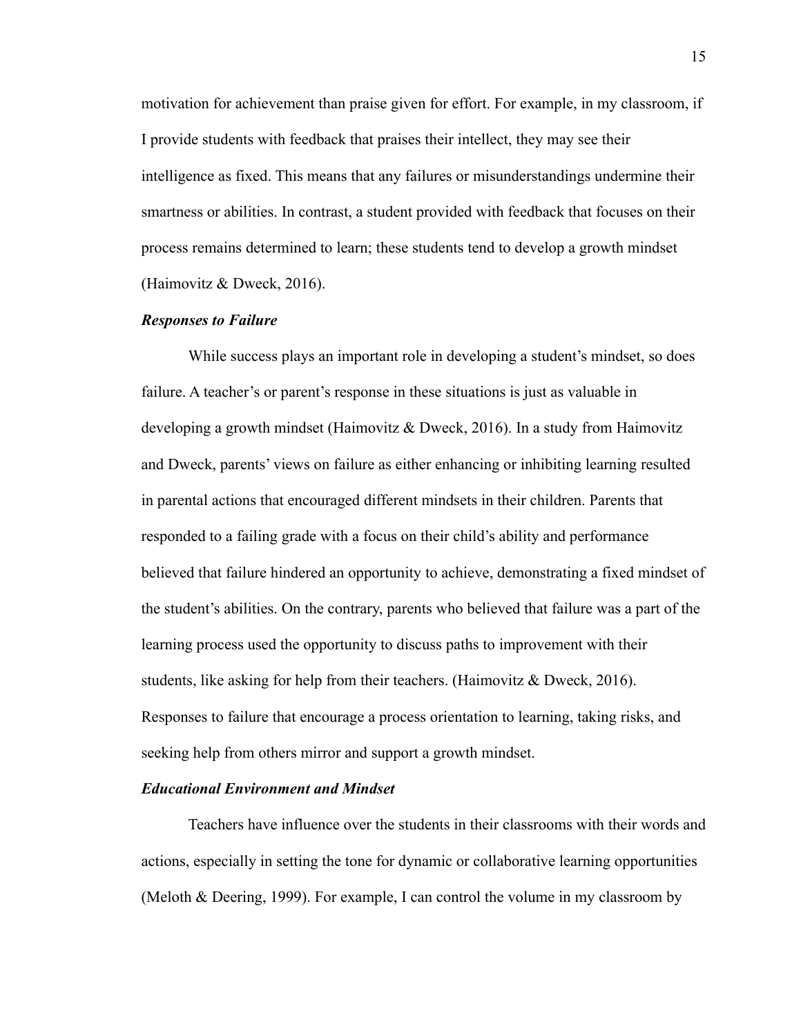motivation for achievement than praise given for effort. For example, in my classroom, if I provide students with feedback that praises their intellect, they may see their intelligence as fixed. This means that any failures or misunderstandings undermine their smartness or abilities. In contrast, a student provided with feedback that focuses on their process remains determined to learn; these students tend to develop a growth mindset (Haimovitz & Dweck, 2016).

### ***Responses to Failure***

While success plays an important role in developing a student's mindset, so does failure. A teacher's or parent's response in these situations is just as valuable in developing a growth mindset (Haimovitz & Dweck, 2016). In a study from Haimovitz and Dweck, parents' views on failure as either enhancing or inhibiting learning resulted in parental actions that encouraged different mindsets in their children. Parents that responded to a failing grade with a focus on their child's ability and performance believed that failure hindered an opportunity to achieve, demonstrating a fixed mindset of the student's abilities. On the contrary, parents who believed that failure was a part of the learning process used the opportunity to discuss paths to improvement with their students, like asking for help from their teachers. (Haimovitz & Dweck, 2016). Responses to failure that encourage a process orientation to learning, taking risks, and seeking help from others mirror and support a growth mindset.

### ***Educational Environment and Mindset***

Teachers have influence over the students in their classrooms with their words and actions, especially in setting the tone for dynamic or collaborative learning opportunities (Meloth & Deering, 1999). For example, I can control the volume in my classroom by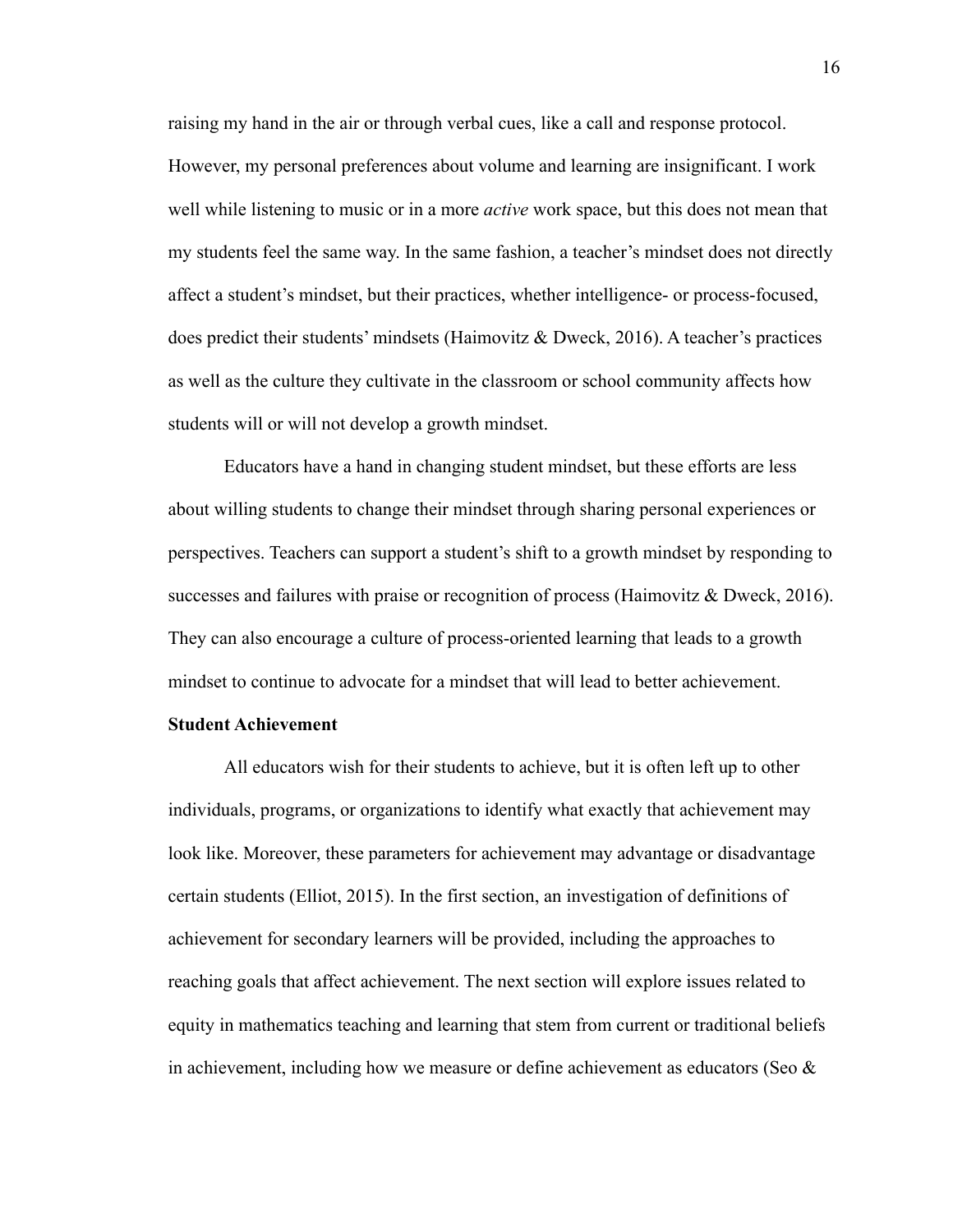raising my hand in the air or through verbal cues, like a call and response protocol. However, my personal preferences about volume and learning are insignificant. I work well while listening to music or in a more *active* work space, but this does not mean that my students feel the same way. In the same fashion, a teacher's mindset does not directly affect a student's mindset, but their practices, whether intelligence- or process-focused, does predict their students' mindsets (Haimovitz & Dweck, 2016). A teacher's practices as well as the culture they cultivate in the classroom or school community affects how students will or will not develop a growth mindset.

Educators have a hand in changing student mindset, but these efforts are less about willing students to change their mindset through sharing personal experiences or perspectives. Teachers can support a student's shift to a growth mindset by responding to successes and failures with praise or recognition of process (Haimovitz & Dweck, 2016). They can also encourage a culture of process-oriented learning that leads to a growth mindset to continue to advocate for a mindset that will lead to better achievement.

**Student Achievement**

All educators wish for their students to achieve, but it is often left up to other individuals, programs, or organizations to identify what exactly that achievement may look like. Moreover, these parameters for achievement may advantage or disadvantage certain students (Elliot, 2015). In the first section, an investigation of definitions of achievement for secondary learners will be provided, including the approaches to reaching goals that affect achievement. The next section will explore issues related to equity in mathematics teaching and learning that stem from current or traditional beliefs in achievement, including how we measure or define achievement as educators (Seo &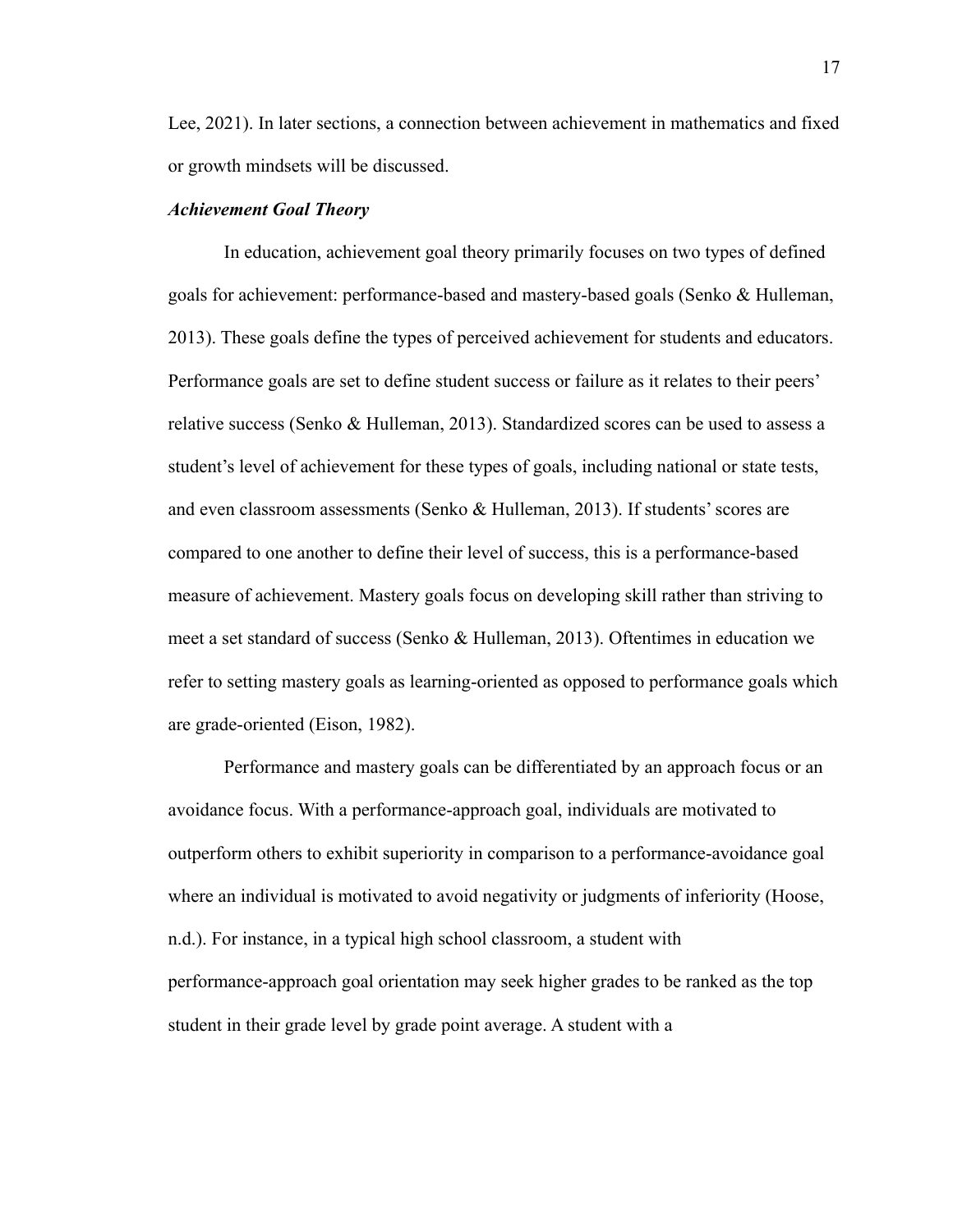Lee, 2021). In later sections, a connection between achievement in mathematics and fixed or growth mindsets will be discussed.

### *Achievement Goal Theory*

In education, achievement goal theory primarily focuses on two types of defined goals for achievement: performance-based and mastery-based goals (Senko & Hulleman, 2013). These goals define the types of perceived achievement for students and educators. Performance goals are set to define student success or failure as it relates to their peers' relative success (Senko & Hulleman, 2013). Standardized scores can be used to assess a student's level of achievement for these types of goals, including national or state tests, and even classroom assessments (Senko & Hulleman, 2013). If students' scores are compared to one another to define their level of success, this is a performance-based measure of achievement. Mastery goals focus on developing skill rather than striving to meet a set standard of success (Senko & Hulleman, 2013). Oftentimes in education we refer to setting mastery goals as learning-oriented as opposed to performance goals which are grade-oriented (Eison, 1982).

Performance and mastery goals can be differentiated by an approach focus or an avoidance focus. With a performance-approach goal, individuals are motivated to outperform others to exhibit superiority in comparison to a performance-avoidance goal where an individual is motivated to avoid negativity or judgments of inferiority (Hoose, n.d.). For instance, in a typical high school classroom, a student with performance-approach goal orientation may seek higher grades to be ranked as the top student in their grade level by grade point average. A student with a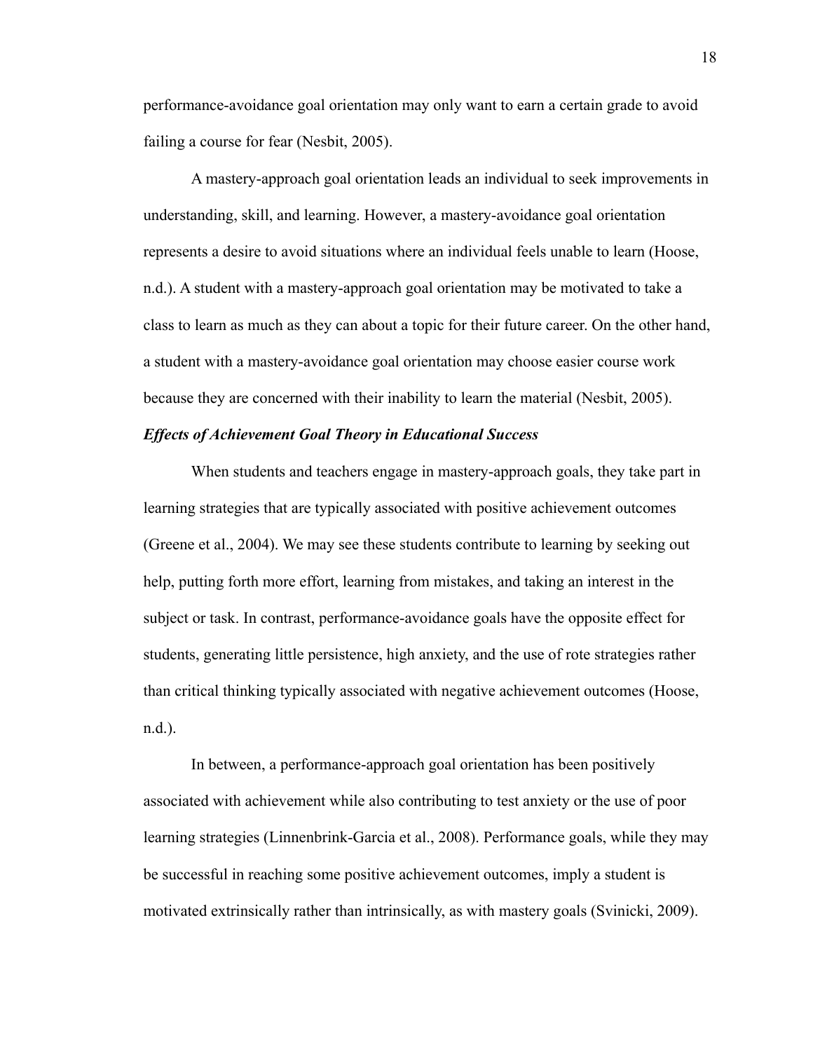performance-avoidance goal orientation may only want to earn a certain grade to avoid failing a course for fear (Nesbit, 2005).

A mastery-approach goal orientation leads an individual to seek improvements in understanding, skill, and learning. However, a mastery-avoidance goal orientation represents a desire to avoid situations where an individual feels unable to learn (Hoose, n.d.). A student with a mastery-approach goal orientation may be motivated to take a class to learn as much as they can about a topic for their future career. On the other hand, a student with a mastery-avoidance goal orientation may choose easier course work because they are concerned with their inability to learn the material (Nesbit, 2005).

### *Effects of Achievement Goal Theory in Educational Success*

When students and teachers engage in mastery-approach goals, they take part in learning strategies that are typically associated with positive achievement outcomes (Greene et al., 2004). We may see these students contribute to learning by seeking out help, putting forth more effort, learning from mistakes, and taking an interest in the subject or task. In contrast, performance-avoidance goals have the opposite effect for students, generating little persistence, high anxiety, and the use of rote strategies rather than critical thinking typically associated with negative achievement outcomes (Hoose, n.d.).

In between, a performance-approach goal orientation has been positively associated with achievement while also contributing to test anxiety or the use of poor learning strategies (Linnenbrink-Garcia et al., 2008). Performance goals, while they may be successful in reaching some positive achievement outcomes, imply a student is motivated extrinsically rather than intrinsically, as with mastery goals (Svinicki, 2009).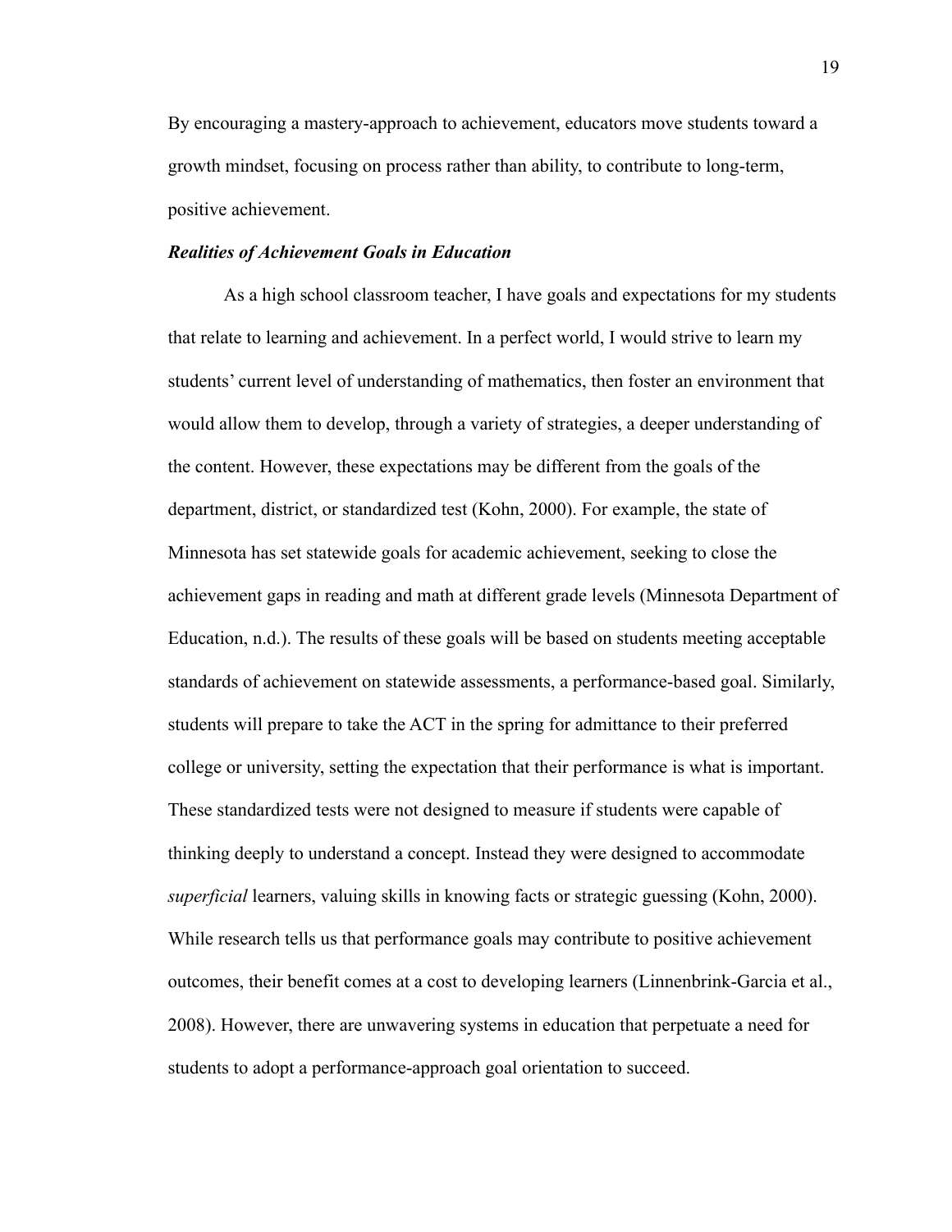By encouraging a mastery-approach to achievement, educators move students toward a growth mindset, focusing on process rather than ability, to contribute to long-term, positive achievement.

### ***Realities of Achievement Goals in Education***

As a high school classroom teacher, I have goals and expectations for my students that relate to learning and achievement. In a perfect world, I would strive to learn my students' current level of understanding of mathematics, then foster an environment that would allow them to develop, through a variety of strategies, a deeper understanding of the content. However, these expectations may be different from the goals of the department, district, or standardized test (Kohn, 2000). For example, the state of Minnesota has set statewide goals for academic achievement, seeking to close the achievement gaps in reading and math at different grade levels (Minnesota Department of Education, n.d.). The results of these goals will be based on students meeting acceptable standards of achievement on statewide assessments, a performance-based goal. Similarly, students will prepare to take the ACT in the spring for admittance to their preferred college or university, setting the expectation that their performance is what is important. These standardized tests were not designed to measure if students were capable of thinking deeply to understand a concept. Instead they were designed to accommodate *superficial* learners, valuing skills in knowing facts or strategic guessing (Kohn, 2000). While research tells us that performance goals may contribute to positive achievement outcomes, their benefit comes at a cost to developing learners (Linnenbrink-Garcia et al., 2008). However, there are unwavering systems in education that perpetuate a need for students to adopt a performance-approach goal orientation to succeed.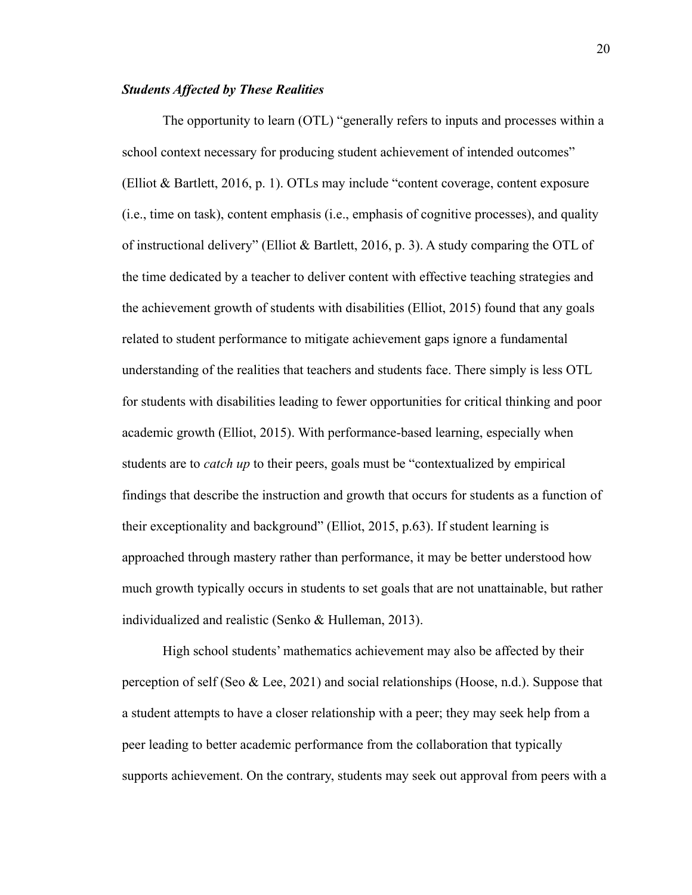### ***Students Affected by These Realities***

The opportunity to learn (OTL) "generally refers to inputs and processes within a school context necessary for producing student achievement of intended outcomes" (Elliot & Bartlett, 2016, p. 1). OTLs may include "content coverage, content exposure (i.e., time on task), content emphasis (i.e., emphasis of cognitive processes), and quality of instructional delivery" (Elliot & Bartlett, 2016, p. 3). A study comparing the OTL of the time dedicated by a teacher to deliver content with effective teaching strategies and the achievement growth of students with disabilities (Elliot, 2015) found that any goals related to student performance to mitigate achievement gaps ignore a fundamental understanding of the realities that teachers and students face. There simply is less OTL for students with disabilities leading to fewer opportunities for critical thinking and poor academic growth (Elliot, 2015). With performance-based learning, especially when students are to *catch up* to their peers, goals must be "contextualized by empirical findings that describe the instruction and growth that occurs for students as a function of their exceptionality and background" (Elliot, 2015, p.63). If student learning is approached through mastery rather than performance, it may be better understood how much growth typically occurs in students to set goals that are not unattainable, but rather individualized and realistic (Senko & Hulleman, 2013).

High school students' mathematics achievement may also be affected by their perception of self (Seo & Lee, 2021) and social relationships (Hoose, n.d.). Suppose that a student attempts to have a closer relationship with a peer; they may seek help from a peer leading to better academic performance from the collaboration that typically supports achievement. On the contrary, students may seek out approval from peers with a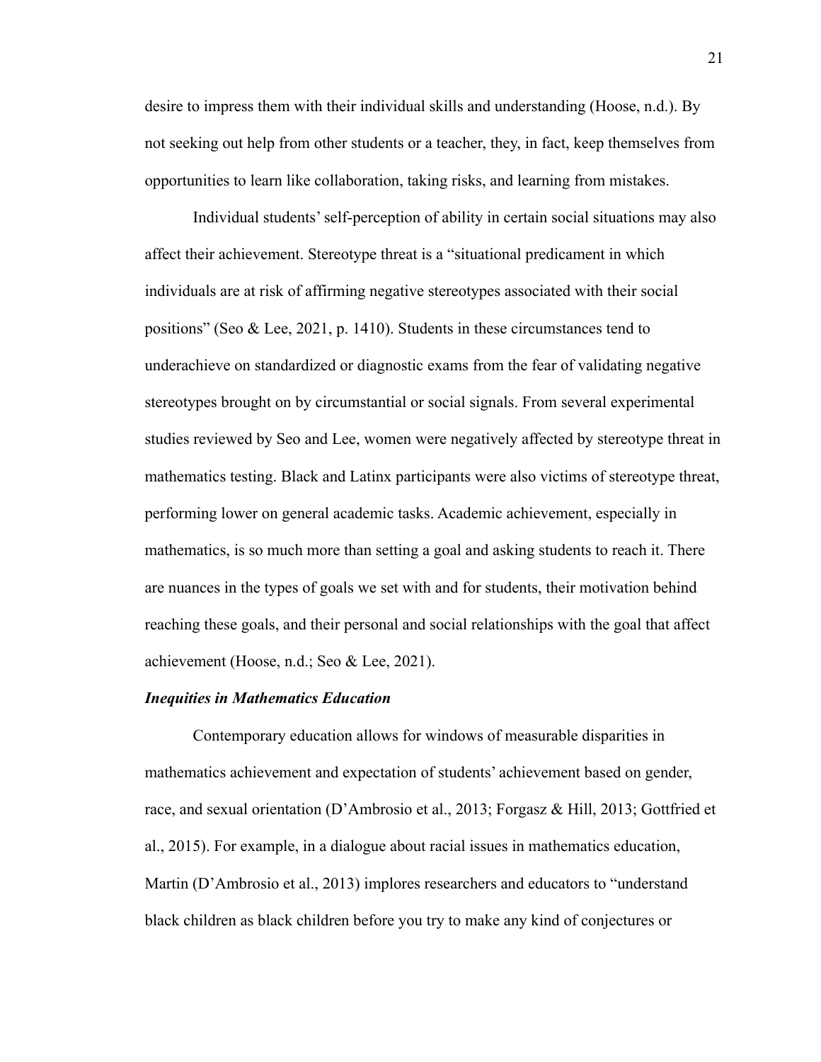desire to impress them with their individual skills and understanding (Hoose, n.d.). By not seeking out help from other students or a teacher, they, in fact, keep themselves from opportunities to learn like collaboration, taking risks, and learning from mistakes.

Individual students' self-perception of ability in certain social situations may also affect their achievement. Stereotype threat is a "situational predicament in which individuals are at risk of affirming negative stereotypes associated with their social positions" (Seo & Lee, 2021, p. 1410). Students in these circumstances tend to underachieve on standardized or diagnostic exams from the fear of validating negative stereotypes brought on by circumstantial or social signals. From several experimental studies reviewed by Seo and Lee, women were negatively affected by stereotype threat in mathematics testing. Black and Latinx participants were also victims of stereotype threat, performing lower on general academic tasks. Academic achievement, especially in mathematics, is so much more than setting a goal and asking students to reach it. There are nuances in the types of goals we set with and for students, their motivation behind reaching these goals, and their personal and social relationships with the goal that affect achievement (Hoose, n.d.; Seo & Lee, 2021).

### *Inequities in Mathematics Education*

Contemporary education allows for windows of measurable disparities in mathematics achievement and expectation of students' achievement based on gender, race, and sexual orientation (D'Ambrosio et al., 2013; Forgasz & Hill, 2013; Gottfried et al., 2015). For example, in a dialogue about racial issues in mathematics education, Martin (D'Ambrosio et al., 2013) implores researchers and educators to "understand black children as black children before you try to make any kind of conjectures or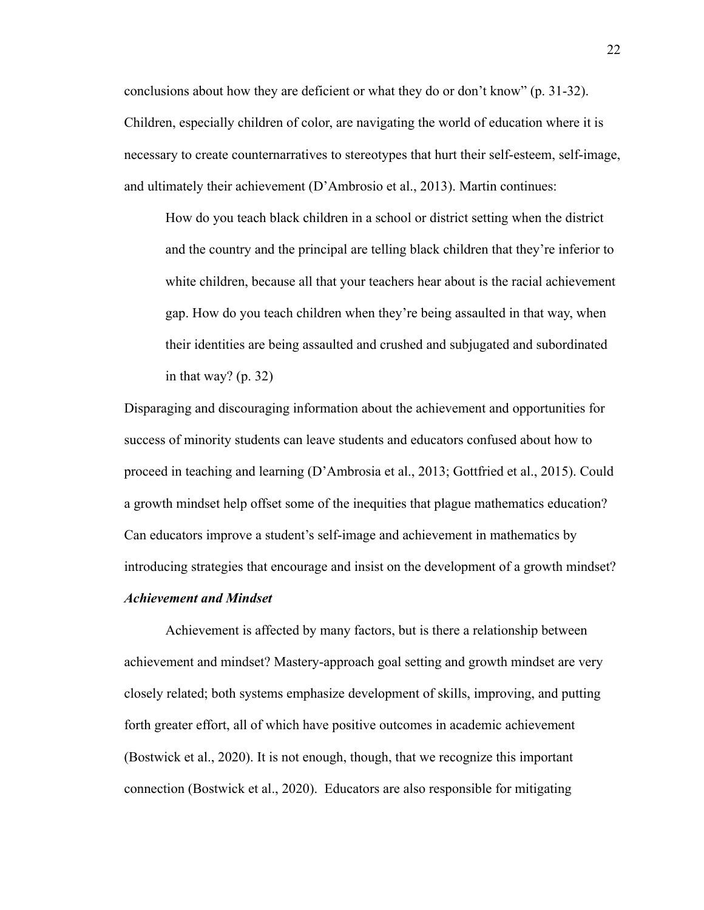conclusions about how they are deficient or what they do or don't know" (p. 31-32). Children, especially children of color, are navigating the world of education where it is necessary to create counternarratives to stereotypes that hurt their self-esteem, self-image, and ultimately their achievement (D'Ambrosio et al., 2013). Martin continues:

> How do you teach black children in a school or district setting when the district and the country and the principal are telling black children that they're inferior to white children, because all that your teachers hear about is the racial achievement gap. How do you teach children when they're being assaulted in that way, when their identities are being assaulted and crushed and subjugated and subordinated in that way? (p. 32)

Disparaging and discouraging information about the achievement and opportunities for success of minority students can leave students and educators confused about how to proceed in teaching and learning (D'Ambrosia et al., 2013; Gottfried et al., 2015). Could a growth mindset help offset some of the inequities that plague mathematics education? Can educators improve a student's self-image and achievement in mathematics by introducing strategies that encourage and insist on the development of a growth mindset?

***Achievement and Mindset***

Achievement is affected by many factors, but is there a relationship between achievement and mindset? Mastery-approach goal setting and growth mindset are very closely related; both systems emphasize development of skills, improving, and putting forth greater effort, all of which have positive outcomes in academic achievement (Bostwick et al., 2020). It is not enough, though, that we recognize this important connection (Bostwick et al., 2020). Educators are also responsible for mitigating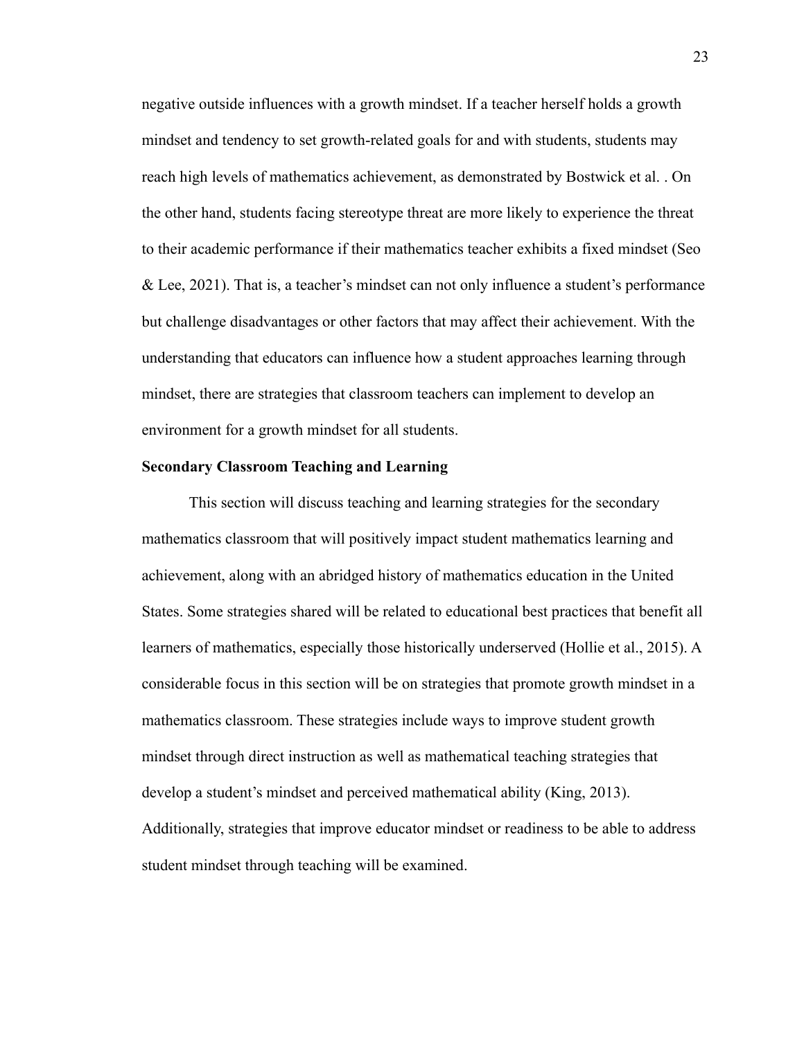negative outside influences with a growth mindset. If a teacher herself holds a growth mindset and tendency to set growth-related goals for and with students, students may reach high levels of mathematics achievement, as demonstrated by Bostwick et al. . On the other hand, students facing stereotype threat are more likely to experience the threat to their academic performance if their mathematics teacher exhibits a fixed mindset (Seo & Lee, 2021). That is, a teacher's mindset can not only influence a student's performance but challenge disadvantages or other factors that may affect their achievement. With the understanding that educators can influence how a student approaches learning through mindset, there are strategies that classroom teachers can implement to develop an environment for a growth mindset for all students.

**Secondary Classroom Teaching and Learning**

This section will discuss teaching and learning strategies for the secondary mathematics classroom that will positively impact student mathematics learning and achievement, along with an abridged history of mathematics education in the United States. Some strategies shared will be related to educational best practices that benefit all learners of mathematics, especially those historically underserved (Hollie et al., 2015). A considerable focus in this section will be on strategies that promote growth mindset in a mathematics classroom. These strategies include ways to improve student growth mindset through direct instruction as well as mathematical teaching strategies that develop a student's mindset and perceived mathematical ability (King, 2013). Additionally, strategies that improve educator mindset or readiness to be able to address student mindset through teaching will be examined.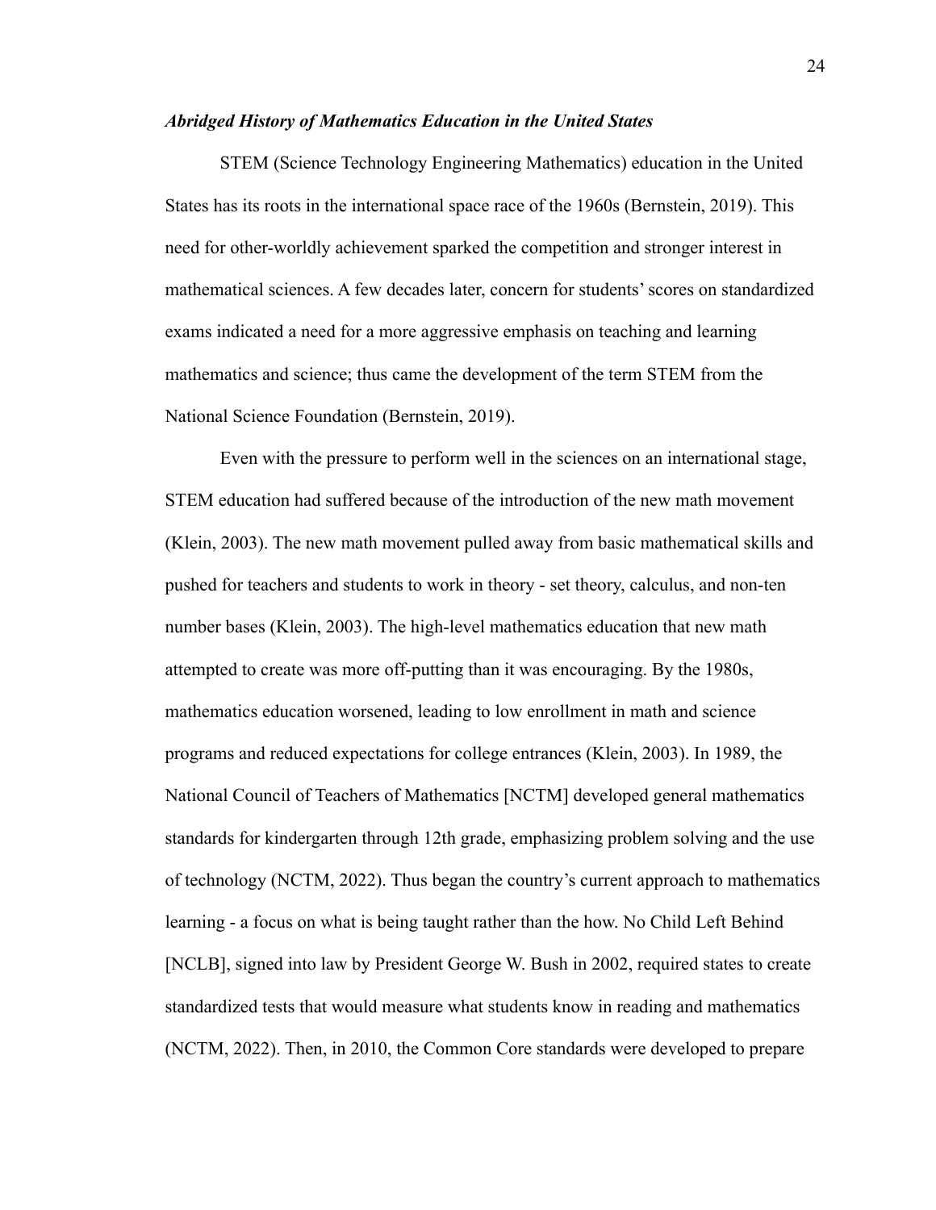### *Abridged History of Mathematics Education in the United States*

STEM (Science Technology Engineering Mathematics) education in the United States has its roots in the international space race of the 1960s (Bernstein, 2019). This need for other-worldly achievement sparked the competition and stronger interest in mathematical sciences. A few decades later, concern for students' scores on standardized exams indicated a need for a more aggressive emphasis on teaching and learning mathematics and science; thus came the development of the term STEM from the National Science Foundation (Bernstein, 2019).

Even with the pressure to perform well in the sciences on an international stage, STEM education had suffered because of the introduction of the new math movement (Klein, 2003). The new math movement pulled away from basic mathematical skills and pushed for teachers and students to work in theory - set theory, calculus, and non-ten number bases (Klein, 2003). The high-level mathematics education that new math attempted to create was more off-putting than it was encouraging. By the 1980s, mathematics education worsened, leading to low enrollment in math and science programs and reduced expectations for college entrances (Klein, 2003). In 1989, the National Council of Teachers of Mathematics [NCTM] developed general mathematics standards for kindergarten through 12th grade, emphasizing problem solving and the use of technology (NCTM, 2022). Thus began the country's current approach to mathematics learning - a focus on what is being taught rather than the how. No Child Left Behind [NCLB], signed into law by President George W. Bush in 2002, required states to create standardized tests that would measure what students know in reading and mathematics (NCTM, 2022). Then, in 2010, the Common Core standards were developed to prepare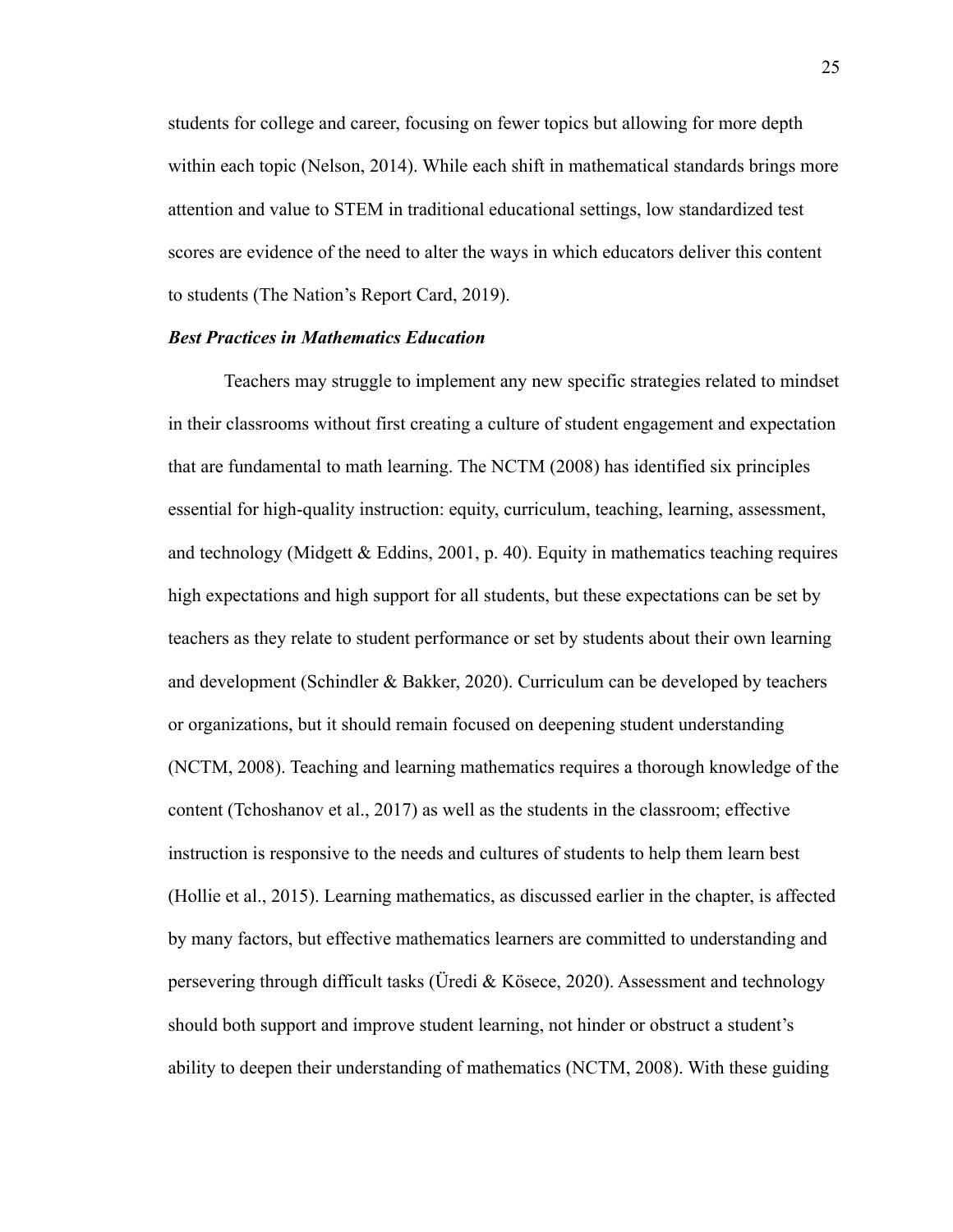students for college and career, focusing on fewer topics but allowing for more depth within each topic (Nelson, 2014). While each shift in mathematical standards brings more attention and value to STEM in traditional educational settings, low standardized test scores are evidence of the need to alter the ways in which educators deliver this content to students (The Nation's Report Card, 2019).

### *Best Practices in Mathematics Education*

Teachers may struggle to implement any new specific strategies related to mindset in their classrooms without first creating a culture of student engagement and expectation that are fundamental to math learning. The NCTM (2008) has identified six principles essential for high-quality instruction: equity, curriculum, teaching, learning, assessment, and technology (Midgett & Eddins, 2001, p. 40). Equity in mathematics teaching requires high expectations and high support for all students, but these expectations can be set by teachers as they relate to student performance or set by students about their own learning and development (Schindler & Bakker, 2020). Curriculum can be developed by teachers or organizations, but it should remain focused on deepening student understanding (NCTM, 2008). Teaching and learning mathematics requires a thorough knowledge of the content (Tchoshanov et al., 2017) as well as the students in the classroom; effective instruction is responsive to the needs and cultures of students to help them learn best (Hollie et al., 2015). Learning mathematics, as discussed earlier in the chapter, is affected by many factors, but effective mathematics learners are committed to understanding and persevering through difficult tasks (Üredi & Kösece, 2020). Assessment and technology should both support and improve student learning, not hinder or obstruct a student's ability to deepen their understanding of mathematics (NCTM, 2008). With these guiding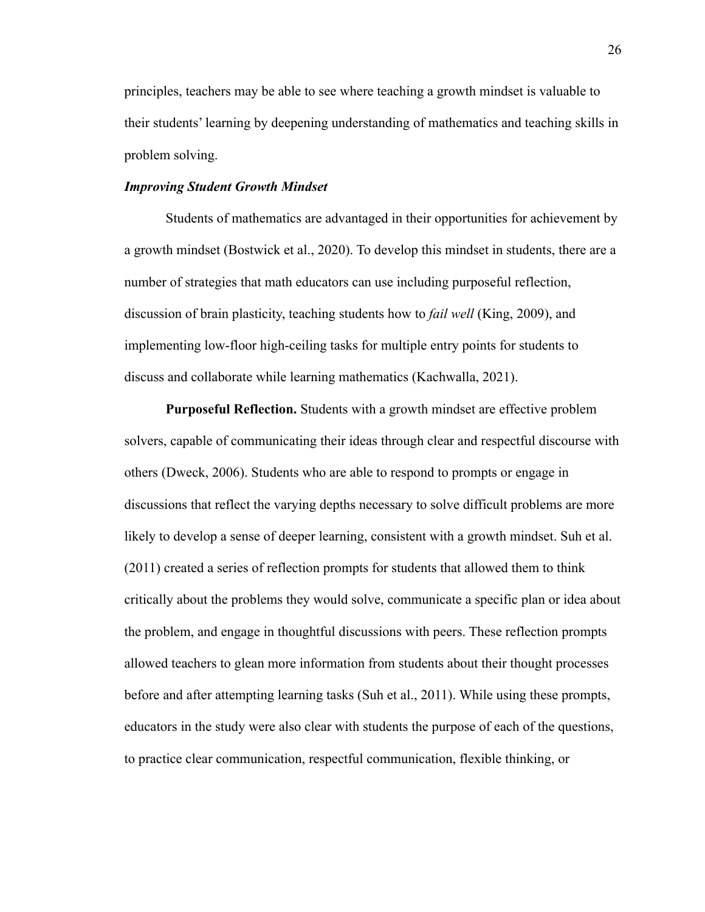principles, teachers may be able to see where teaching a growth mindset is valuable to their students' learning by deepening understanding of mathematics and teaching skills in problem solving.

### *Improving Student Growth Mindset*

Students of mathematics are advantaged in their opportunities for achievement by a growth mindset (Bostwick et al., 2020). To develop this mindset in students, there are a number of strategies that math educators can use including purposeful reflection, discussion of brain plasticity, teaching students how to *fail well* (King, 2009), and implementing low-floor high-ceiling tasks for multiple entry points for students to discuss and collaborate while learning mathematics (Kachwalla, 2021).

**Purposeful Reflection.** Students with a growth mindset are effective problem solvers, capable of communicating their ideas through clear and respectful discourse with others (Dweck, 2006). Students who are able to respond to prompts or engage in discussions that reflect the varying depths necessary to solve difficult problems are more likely to develop a sense of deeper learning, consistent with a growth mindset. Suh et al. (2011) created a series of reflection prompts for students that allowed them to think critically about the problems they would solve, communicate a specific plan or idea about the problem, and engage in thoughtful discussions with peers. These reflection prompts allowed teachers to glean more information from students about their thought processes before and after attempting learning tasks (Suh et al., 2011). While using these prompts, educators in the study were also clear with students the purpose of each of the questions, to practice clear communication, respectful communication, flexible thinking, or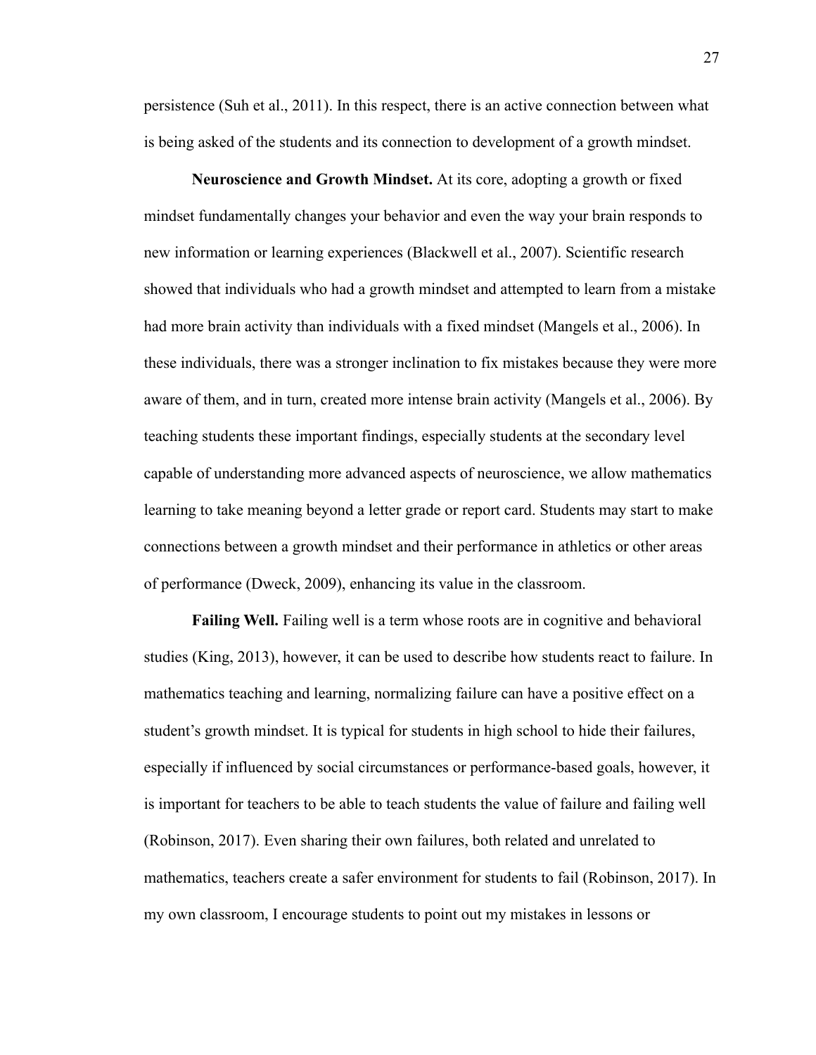persistence (Suh et al., 2011). In this respect, there is an active connection between what is being asked of the students and its connection to development of a growth mindset.

**Neuroscience and Growth Mindset.** At its core, adopting a growth or fixed mindset fundamentally changes your behavior and even the way your brain responds to new information or learning experiences (Blackwell et al., 2007). Scientific research showed that individuals who had a growth mindset and attempted to learn from a mistake had more brain activity than individuals with a fixed mindset (Mangels et al., 2006). In these individuals, there was a stronger inclination to fix mistakes because they were more aware of them, and in turn, created more intense brain activity (Mangels et al., 2006). By teaching students these important findings, especially students at the secondary level capable of understanding more advanced aspects of neuroscience, we allow mathematics learning to take meaning beyond a letter grade or report card. Students may start to make connections between a growth mindset and their performance in athletics or other areas of performance (Dweck, 2009), enhancing its value in the classroom.

**Failing Well.** Failing well is a term whose roots are in cognitive and behavioral studies (King, 2013), however, it can be used to describe how students react to failure. In mathematics teaching and learning, normalizing failure can have a positive effect on a student's growth mindset. It is typical for students in high school to hide their failures, especially if influenced by social circumstances or performance-based goals, however, it is important for teachers to be able to teach students the value of failure and failing well (Robinson, 2017). Even sharing their own failures, both related and unrelated to mathematics, teachers create a safer environment for students to fail (Robinson, 2017). In my own classroom, I encourage students to point out my mistakes in lessons or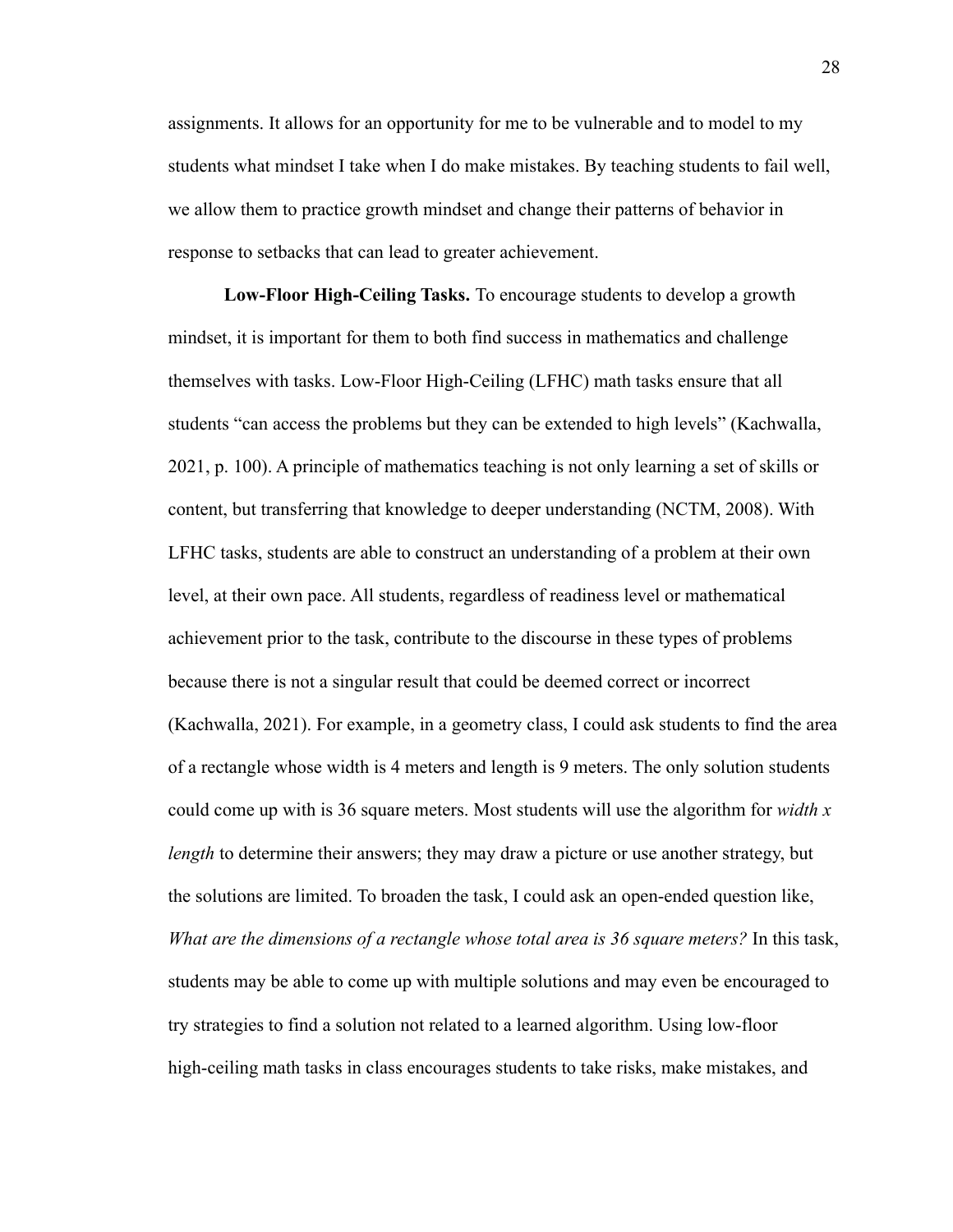assignments. It allows for an opportunity for me to be vulnerable and to model to my students what mindset I take when I do make mistakes. By teaching students to fail well, we allow them to practice growth mindset and change their patterns of behavior in response to setbacks that can lead to greater achievement.

**Low-Floor High-Ceiling Tasks.** To encourage students to develop a growth mindset, it is important for them to both find success in mathematics and challenge themselves with tasks. Low-Floor High-Ceiling (LFHC) math tasks ensure that all students "can access the problems but they can be extended to high levels" (Kachwalla, 2021, p. 100). A principle of mathematics teaching is not only learning a set of skills or content, but transferring that knowledge to deeper understanding (NCTM, 2008). With LFHC tasks, students are able to construct an understanding of a problem at their own level, at their own pace. All students, regardless of readiness level or mathematical achievement prior to the task, contribute to the discourse in these types of problems because there is not a singular result that could be deemed correct or incorrect (Kachwalla, 2021). For example, in a geometry class, I could ask students to find the area of a rectangle whose width is 4 meters and length is 9 meters. The only solution students could come up with is 36 square meters. Most students will use the algorithm for *width x length* to determine their answers; they may draw a picture or use another strategy, but the solutions are limited. To broaden the task, I could ask an open-ended question like, *What are the dimensions of a rectangle whose total area is 36 square meters?* In this task, students may be able to come up with multiple solutions and may even be encouraged to try strategies to find a solution not related to a learned algorithm. Using low-floor high-ceiling math tasks in class encourages students to take risks, make mistakes, and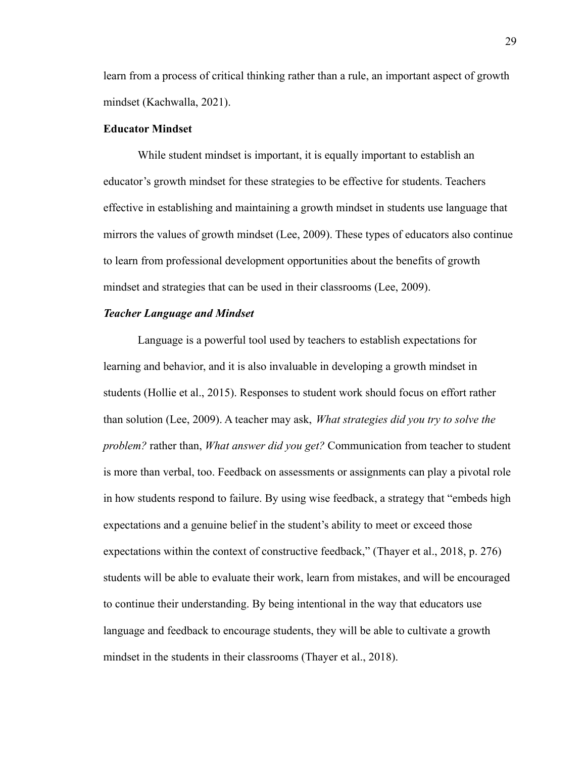learn from a process of critical thinking rather than a rule, an important aspect of growth mindset (Kachwalla, 2021).

## Educator Mindset

While student mindset is important, it is equally important to establish an educator's growth mindset for these strategies to be effective for students. Teachers effective in establishing and maintaining a growth mindset in students use language that mirrors the values of growth mindset (Lee, 2009). These types of educators also continue to learn from professional development opportunities about the benefits of growth mindset and strategies that can be used in their classrooms (Lee, 2009).

### *Teacher Language and Mindset*

Language is a powerful tool used by teachers to establish expectations for learning and behavior, and it is also invaluable in developing a growth mindset in students (Hollie et al., 2015). Responses to student work should focus on effort rather than solution (Lee, 2009). A teacher may ask, *What strategies did you try to solve the problem?* rather than, *What answer did you get?* Communication from teacher to student is more than verbal, too. Feedback on assessments or assignments can play a pivotal role in how students respond to failure. By using wise feedback, a strategy that "embeds high expectations and a genuine belief in the student's ability to meet or exceed those expectations within the context of constructive feedback," (Thayer et al., 2018, p. 276) students will be able to evaluate their work, learn from mistakes, and will be encouraged to continue their understanding. By being intentional in the way that educators use language and feedback to encourage students, they will be able to cultivate a growth mindset in the students in their classrooms (Thayer et al., 2018).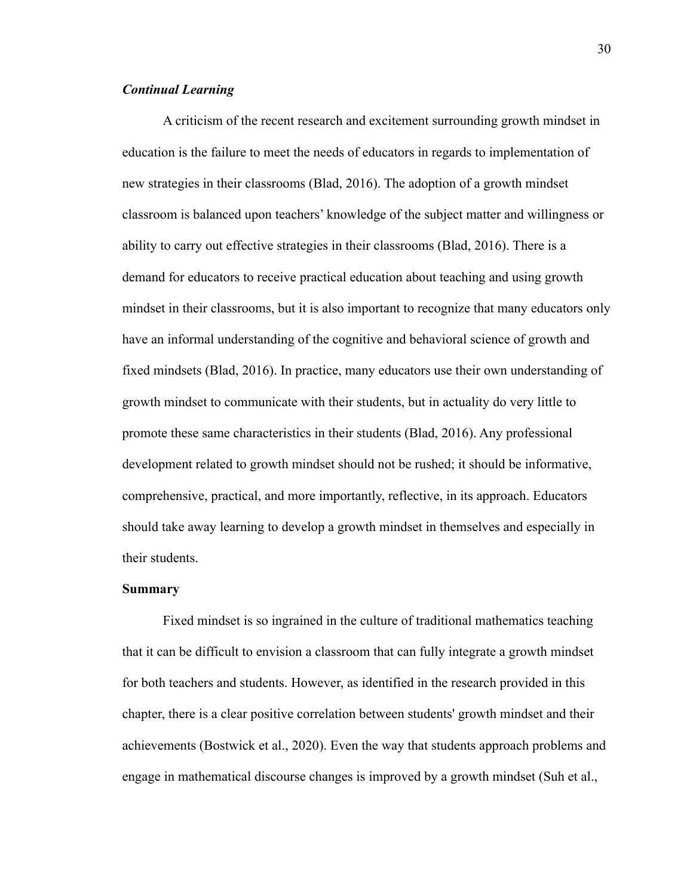### *Continual Learning*

A criticism of the recent research and excitement surrounding growth mindset in education is the failure to meet the needs of educators in regards to implementation of new strategies in their classrooms (Blad, 2016). The adoption of a growth mindset classroom is balanced upon teachers' knowledge of the subject matter and willingness or ability to carry out effective strategies in their classrooms (Blad, 2016). There is a demand for educators to receive practical education about teaching and using growth mindset in their classrooms, but it is also important to recognize that many educators only have an informal understanding of the cognitive and behavioral science of growth and fixed mindsets (Blad, 2016). In practice, many educators use their own understanding of growth mindset to communicate with their students, but in actuality do very little to promote these same characteristics in their students (Blad, 2016). Any professional development related to growth mindset should not be rushed; it should be informative, comprehensive, practical, and more importantly, reflective, in its approach. Educators should take away learning to develop a growth mindset in themselves and especially in their students.

## Summary

Fixed mindset is so ingrained in the culture of traditional mathematics teaching that it can be difficult to envision a classroom that can fully integrate a growth mindset for both teachers and students. However, as identified in the research provided in this chapter, there is a clear positive correlation between students' growth mindset and their achievements (Bostwick et al., 2020). Even the way that students approach problems and engage in mathematical discourse changes is improved by a growth mindset (Suh et al.,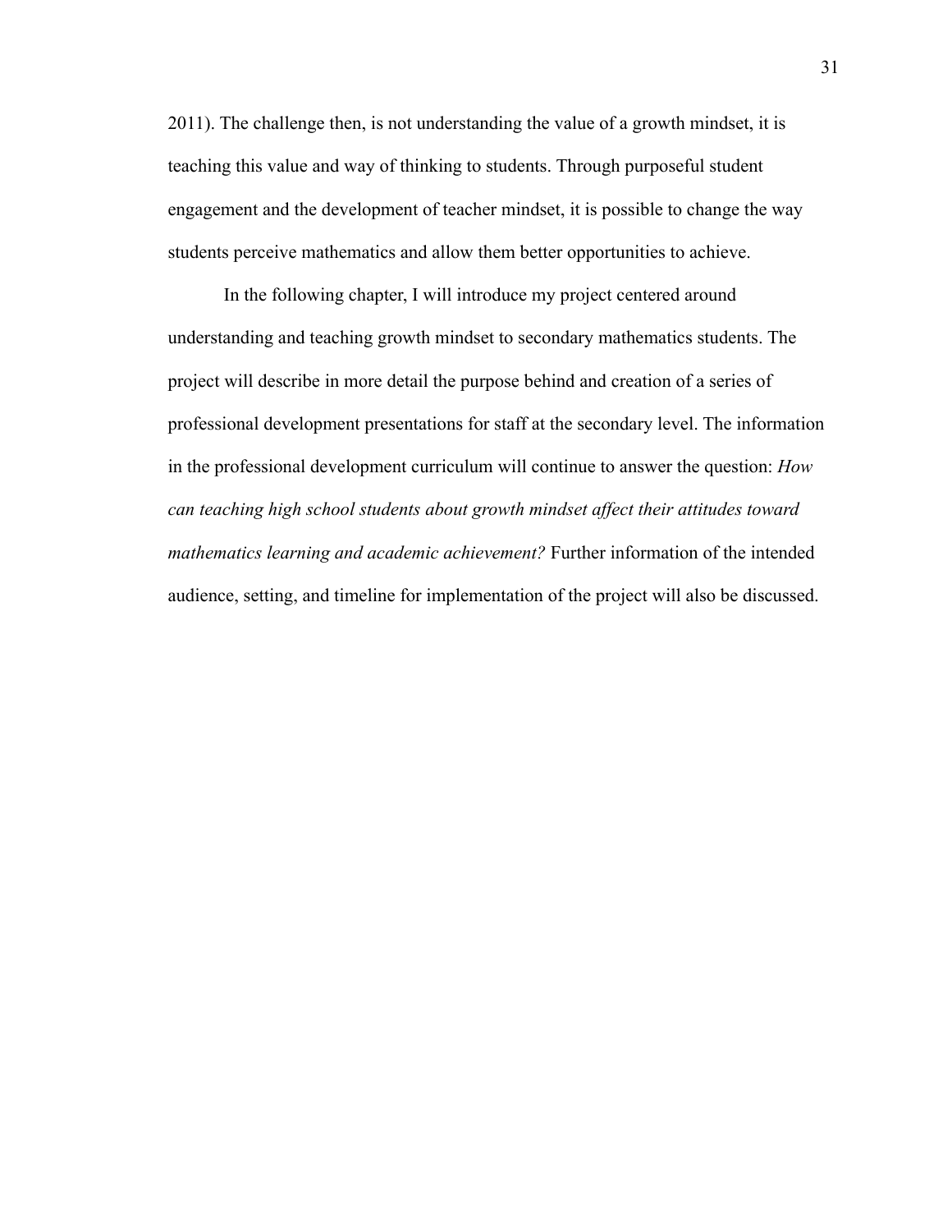2011). The challenge then, is not understanding the value of a growth mindset, it is teaching this value and way of thinking to students. Through purposeful student engagement and the development of teacher mindset, it is possible to change the way students perceive mathematics and allow them better opportunities to achieve.

In the following chapter, I will introduce my project centered around understanding and teaching growth mindset to secondary mathematics students. The project will describe in more detail the purpose behind and creation of a series of professional development presentations for staff at the secondary level. The information in the professional development curriculum will continue to answer the question: *How can teaching high school students about growth mindset affect their attitudes toward mathematics learning and academic achievement?* Further information of the intended audience, setting, and timeline for implementation of the project will also be discussed.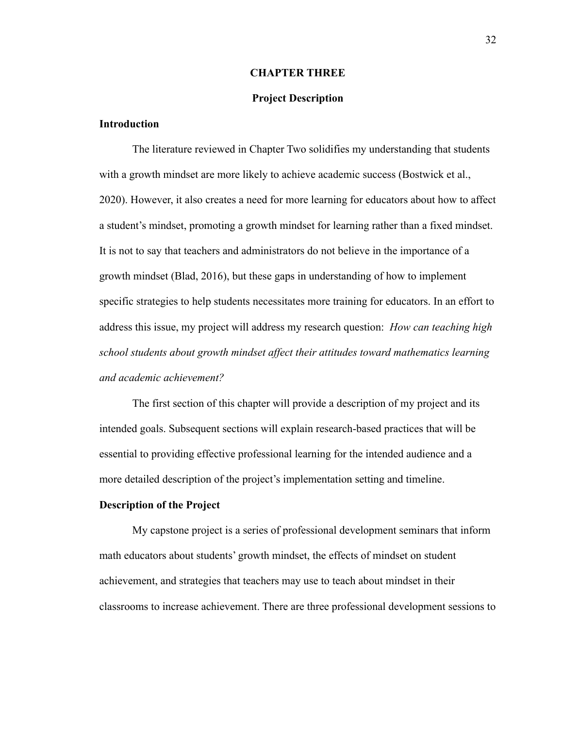# CHAPTER THREE

## Project Description

### Introduction

The literature reviewed in Chapter Two solidifies my understanding that students with a growth mindset are more likely to achieve academic success (Bostwick et al., 2020). However, it also creates a need for more learning for educators about how to affect a student's mindset, promoting a growth mindset for learning rather than a fixed mindset. It is not to say that teachers and administrators do not believe in the importance of a growth mindset (Blad, 2016), but these gaps in understanding of how to implement specific strategies to help students necessitates more training for educators. In an effort to address this issue, my project will address my research question: *How can teaching high school students about growth mindset affect their attitudes toward mathematics learning and academic achievement?*

The first section of this chapter will provide a description of my project and its intended goals. Subsequent sections will explain research-based practices that will be essential to providing effective professional learning for the intended audience and a more detailed description of the project's implementation setting and timeline.

### Description of the Project

My capstone project is a series of professional development seminars that inform math educators about students' growth mindset, the effects of mindset on student achievement, and strategies that teachers may use to teach about mindset in their classrooms to increase achievement. There are three professional development sessions to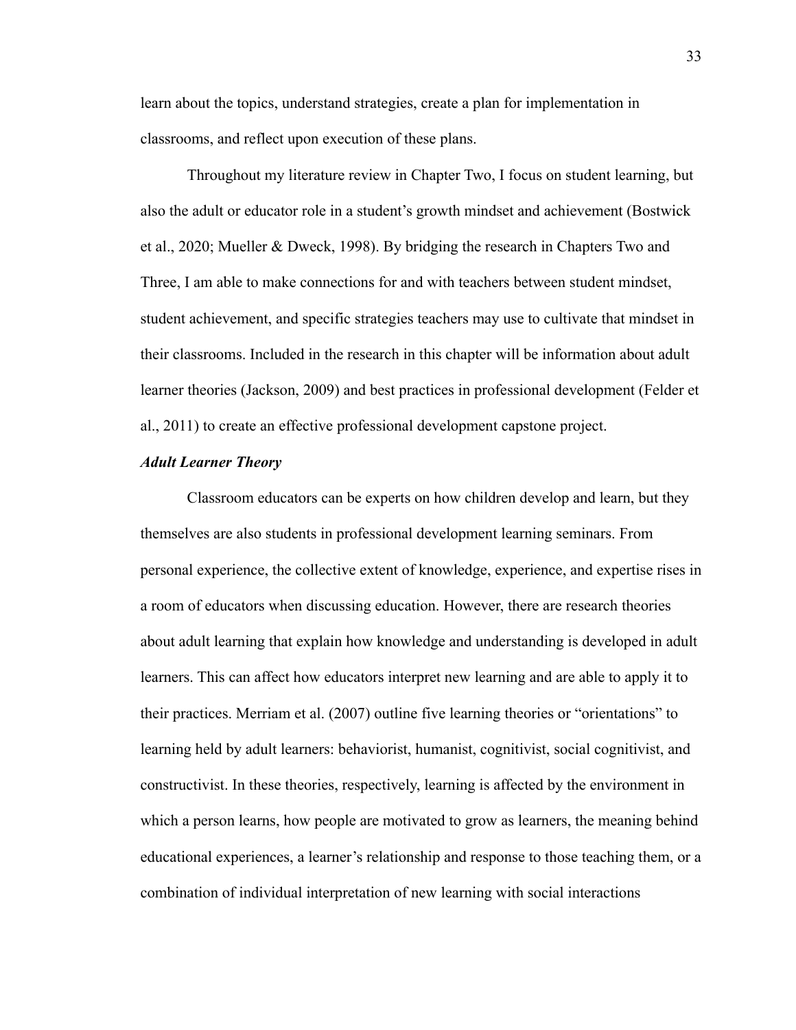learn about the topics, understand strategies, create a plan for implementation in classrooms, and reflect upon execution of these plans.

Throughout my literature review in Chapter Two, I focus on student learning, but also the adult or educator role in a student's growth mindset and achievement (Bostwick et al., 2020; Mueller & Dweck, 1998). By bridging the research in Chapters Two and Three, I am able to make connections for and with teachers between student mindset, student achievement, and specific strategies teachers may use to cultivate that mindset in their classrooms. Included in the research in this chapter will be information about adult learner theories (Jackson, 2009) and best practices in professional development (Felder et al., 2011) to create an effective professional development capstone project.

### *Adult Learner Theory*

Classroom educators can be experts on how children develop and learn, but they themselves are also students in professional development learning seminars. From personal experience, the collective extent of knowledge, experience, and expertise rises in a room of educators when discussing education. However, there are research theories about adult learning that explain how knowledge and understanding is developed in adult learners. This can affect how educators interpret new learning and are able to apply it to their practices. Merriam et al. (2007) outline five learning theories or "orientations" to learning held by adult learners: behaviorist, humanist, cognitivist, social cognitivist, and constructivist. In these theories, respectively, learning is affected by the environment in which a person learns, how people are motivated to grow as learners, the meaning behind educational experiences, a learner's relationship and response to those teaching them, or a combination of individual interpretation of new learning with social interactions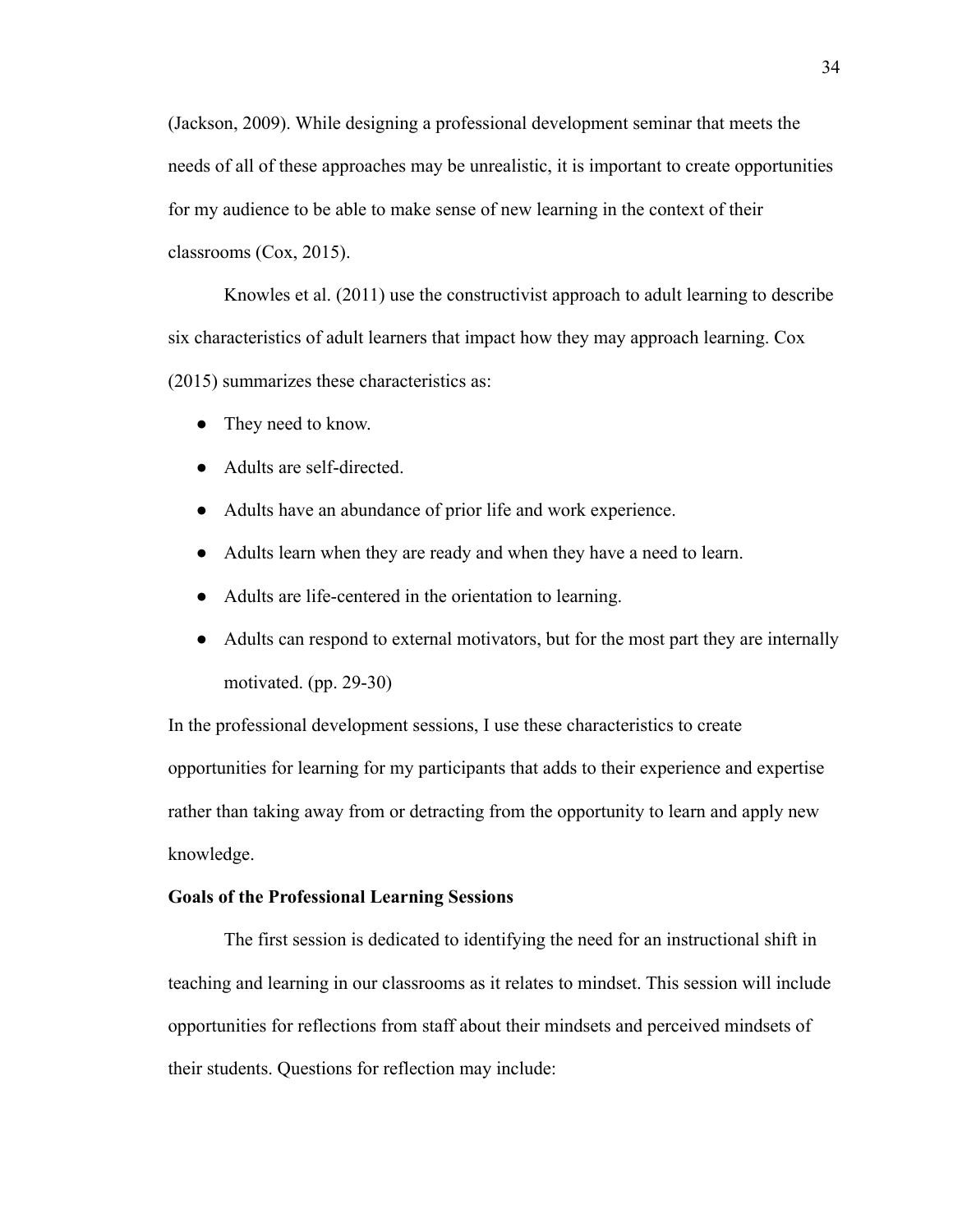(Jackson, 2009). While designing a professional development seminar that meets the needs of all of these approaches may be unrealistic, it is important to create opportunities for my audience to be able to make sense of new learning in the context of their classrooms (Cox, 2015).

Knowles et al. (2011) use the constructivist approach to adult learning to describe six characteristics of adult learners that impact how they may approach learning. Cox (2015) summarizes these characteristics as:

- They need to know.
- Adults are self-directed.
- Adults have an abundance of prior life and work experience.
- Adults learn when they are ready and when they have a need to learn.
- Adults are life-centered in the orientation to learning.
- Adults can respond to external motivators, but for the most part they are internally motivated. (pp. 29-30)

In the professional development sessions, I use these characteristics to create opportunities for learning for my participants that adds to their experience and expertise rather than taking away from or detracting from the opportunity to learn and apply new knowledge.

**Goals of the Professional Learning Sessions**

The first session is dedicated to identifying the need for an instructional shift in teaching and learning in our classrooms as it relates to mindset. This session will include opportunities for reflections from staff about their mindsets and perceived mindsets of their students. Questions for reflection may include: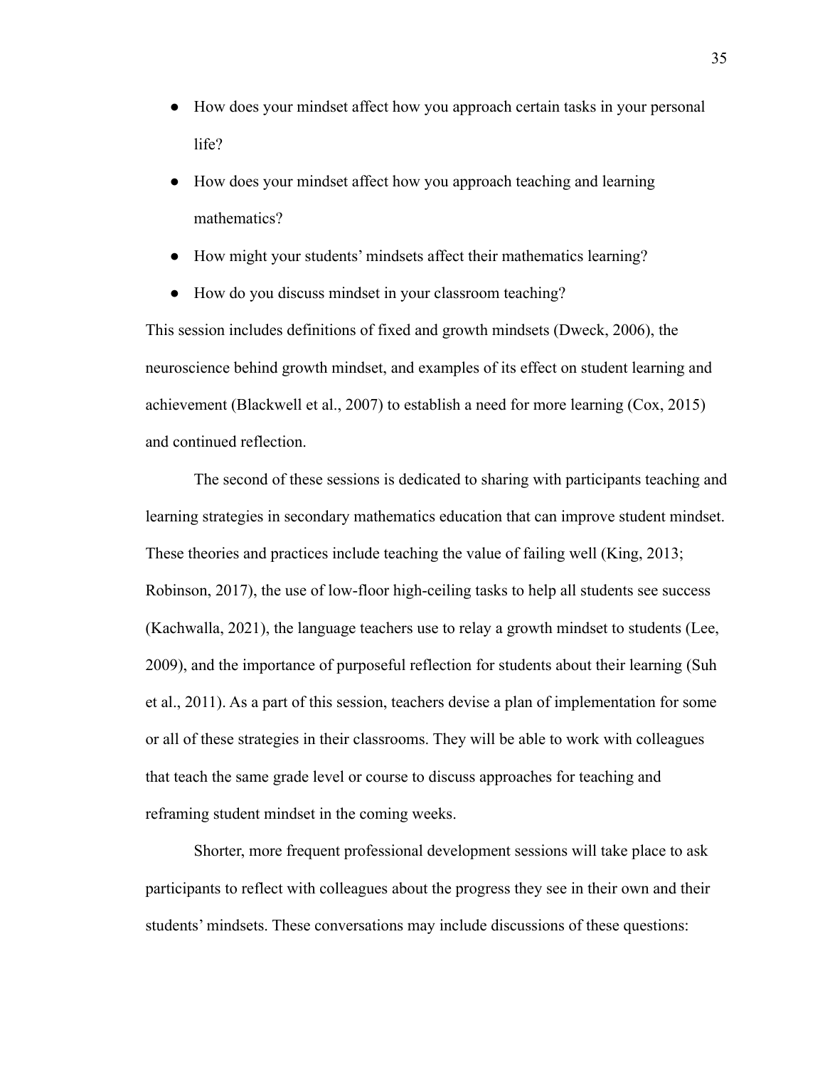- How does your mindset affect how you approach certain tasks in your personal life?
- How does your mindset affect how you approach teaching and learning mathematics?
- How might your students' mindsets affect their mathematics learning?
- How do you discuss mindset in your classroom teaching?

This session includes definitions of fixed and growth mindsets (Dweck, 2006), the neuroscience behind growth mindset, and examples of its effect on student learning and achievement (Blackwell et al., 2007) to establish a need for more learning (Cox, 2015) and continued reflection.

The second of these sessions is dedicated to sharing with participants teaching and learning strategies in secondary mathematics education that can improve student mindset. These theories and practices include teaching the value of failing well (King, 2013; Robinson, 2017), the use of low-floor high-ceiling tasks to help all students see success (Kachwalla, 2021), the language teachers use to relay a growth mindset to students (Lee, 2009), and the importance of purposeful reflection for students about their learning (Suh et al., 2011). As a part of this session, teachers devise a plan of implementation for some or all of these strategies in their classrooms. They will be able to work with colleagues that teach the same grade level or course to discuss approaches for teaching and reframing student mindset in the coming weeks.

Shorter, more frequent professional development sessions will take place to ask participants to reflect with colleagues about the progress they see in their own and their students' mindsets. These conversations may include discussions of these questions: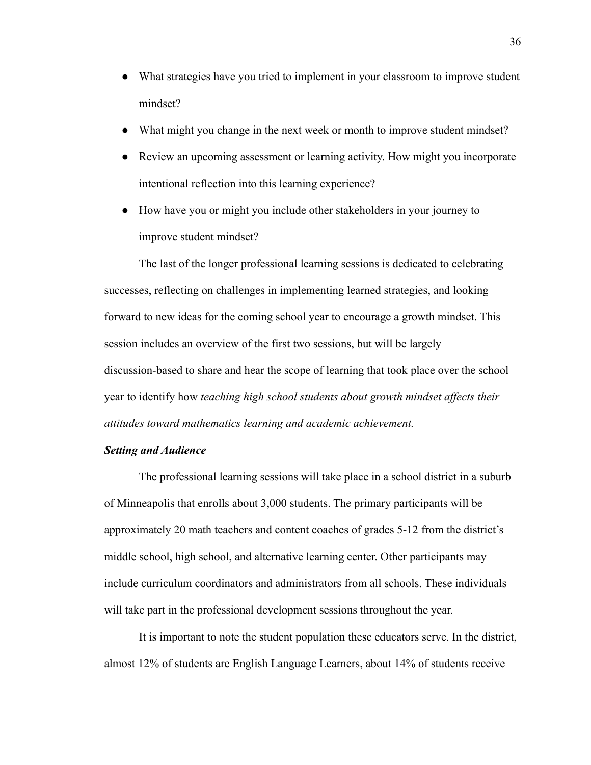- What strategies have you tried to implement in your classroom to improve student mindset?
- What might you change in the next week or month to improve student mindset?
- Review an upcoming assessment or learning activity. How might you incorporate intentional reflection into this learning experience?
- How have you or might you include other stakeholders in your journey to improve student mindset?

The last of the longer professional learning sessions is dedicated to celebrating successes, reflecting on challenges in implementing learned strategies, and looking forward to new ideas for the coming school year to encourage a growth mindset. This session includes an overview of the first two sessions, but will be largely discussion-based to share and hear the scope of learning that took place over the school year to identify how *teaching high school students about growth mindset affects their attitudes toward mathematics learning and academic achievement.*

### *Setting and Audience*

The professional learning sessions will take place in a school district in a suburb of Minneapolis that enrolls about 3,000 students. The primary participants will be approximately 20 math teachers and content coaches of grades 5-12 from the district's middle school, high school, and alternative learning center. Other participants may include curriculum coordinators and administrators from all schools. These individuals will take part in the professional development sessions throughout the year.

It is important to note the student population these educators serve. In the district, almost 12% of students are English Language Learners, about 14% of students receive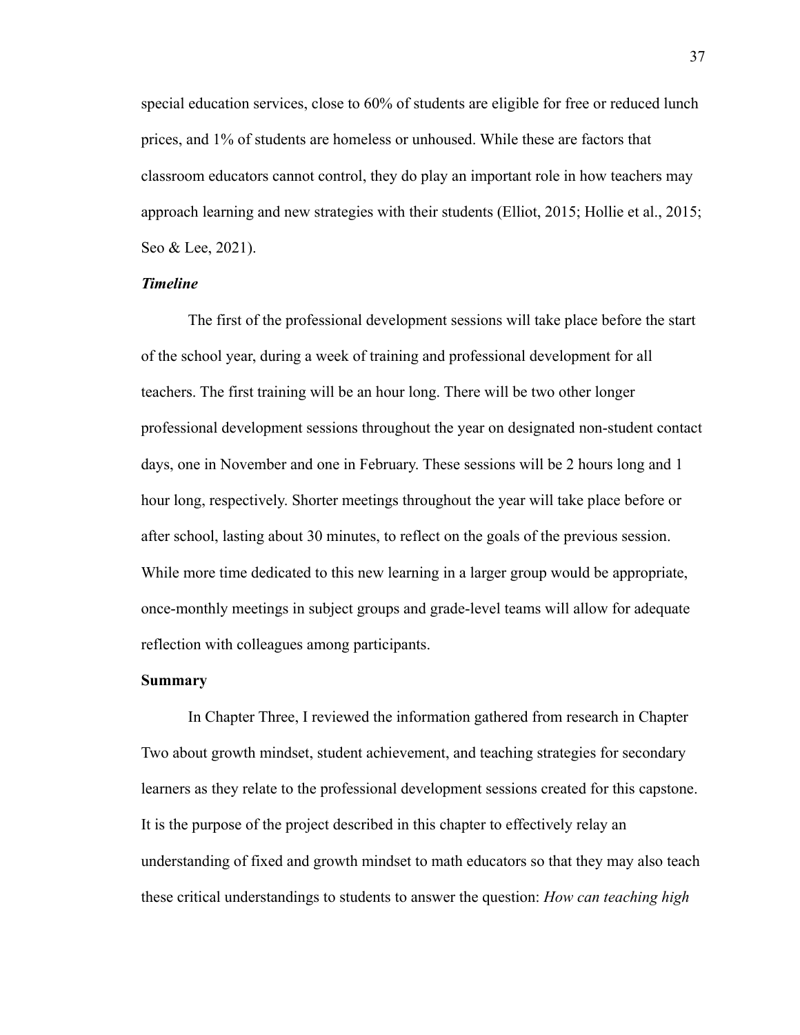special education services, close to 60% of students are eligible for free or reduced lunch prices, and 1% of students are homeless or unhoused. While these are factors that classroom educators cannot control, they do play an important role in how teachers may approach learning and new strategies with their students (Elliot, 2015; Hollie et al., 2015; Seo & Lee, 2021).

### *Timeline*

The first of the professional development sessions will take place before the start of the school year, during a week of training and professional development for all teachers. The first training will be an hour long. There will be two other longer professional development sessions throughout the year on designated non-student contact days, one in November and one in February. These sessions will be 2 hours long and 1 hour long, respectively. Shorter meetings throughout the year will take place before or after school, lasting about 30 minutes, to reflect on the goals of the previous session. While more time dedicated to this new learning in a larger group would be appropriate, once-monthly meetings in subject groups and grade-level teams will allow for adequate reflection with colleagues among participants.

## Summary

In Chapter Three, I reviewed the information gathered from research in Chapter Two about growth mindset, student achievement, and teaching strategies for secondary learners as they relate to the professional development sessions created for this capstone. It is the purpose of the project described in this chapter to effectively relay an understanding of fixed and growth mindset to math educators so that they may also teach these critical understandings to students to answer the question: *How can teaching high*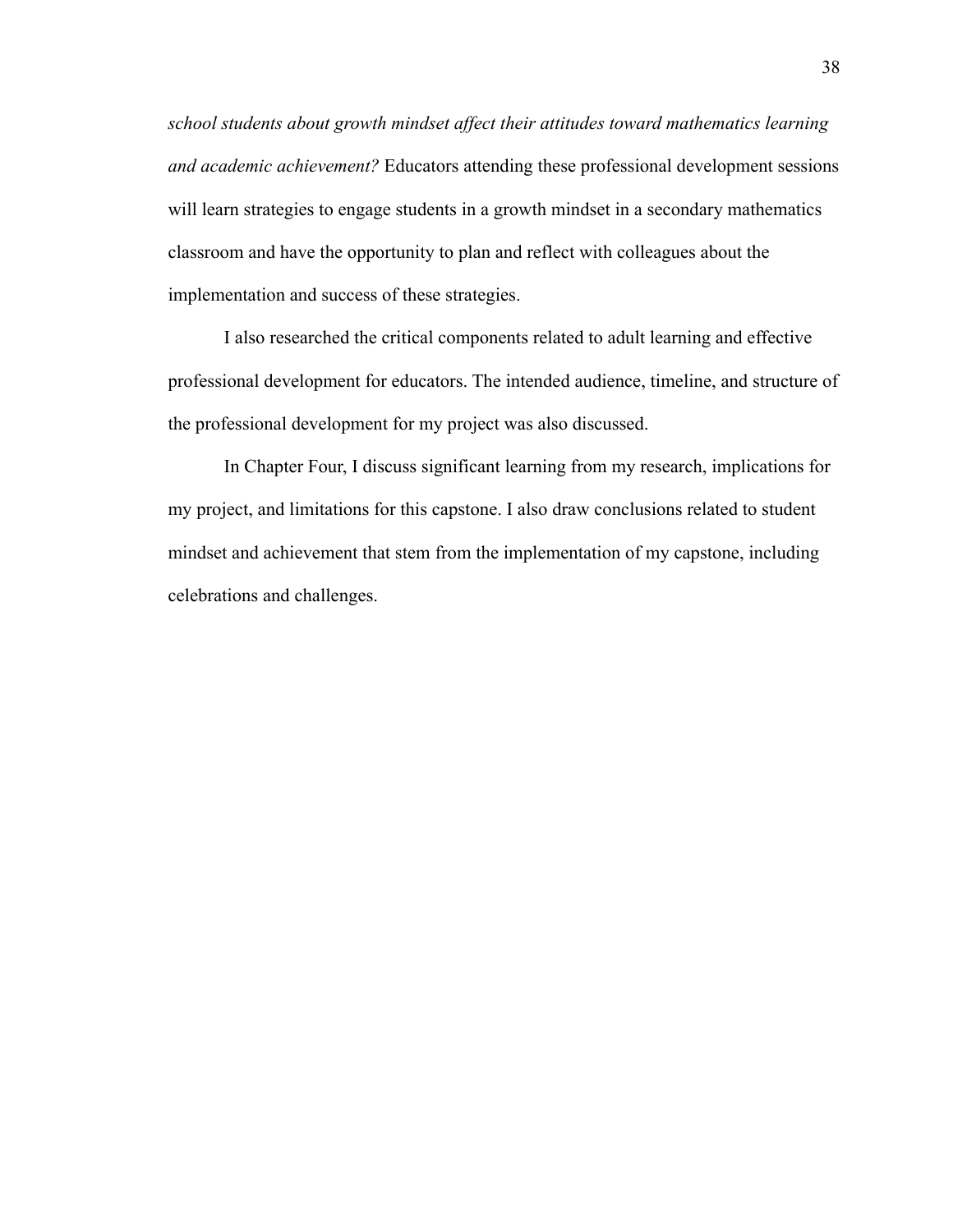*school students about growth mindset affect their attitudes toward mathematics learning and academic achievement?* Educators attending these professional development sessions will learn strategies to engage students in a growth mindset in a secondary mathematics classroom and have the opportunity to plan and reflect with colleagues about the implementation and success of these strategies.

I also researched the critical components related to adult learning and effective professional development for educators. The intended audience, timeline, and structure of the professional development for my project was also discussed.

In Chapter Four, I discuss significant learning from my research, implications for my project, and limitations for this capstone. I also draw conclusions related to student mindset and achievement that stem from the implementation of my capstone, including celebrations and challenges.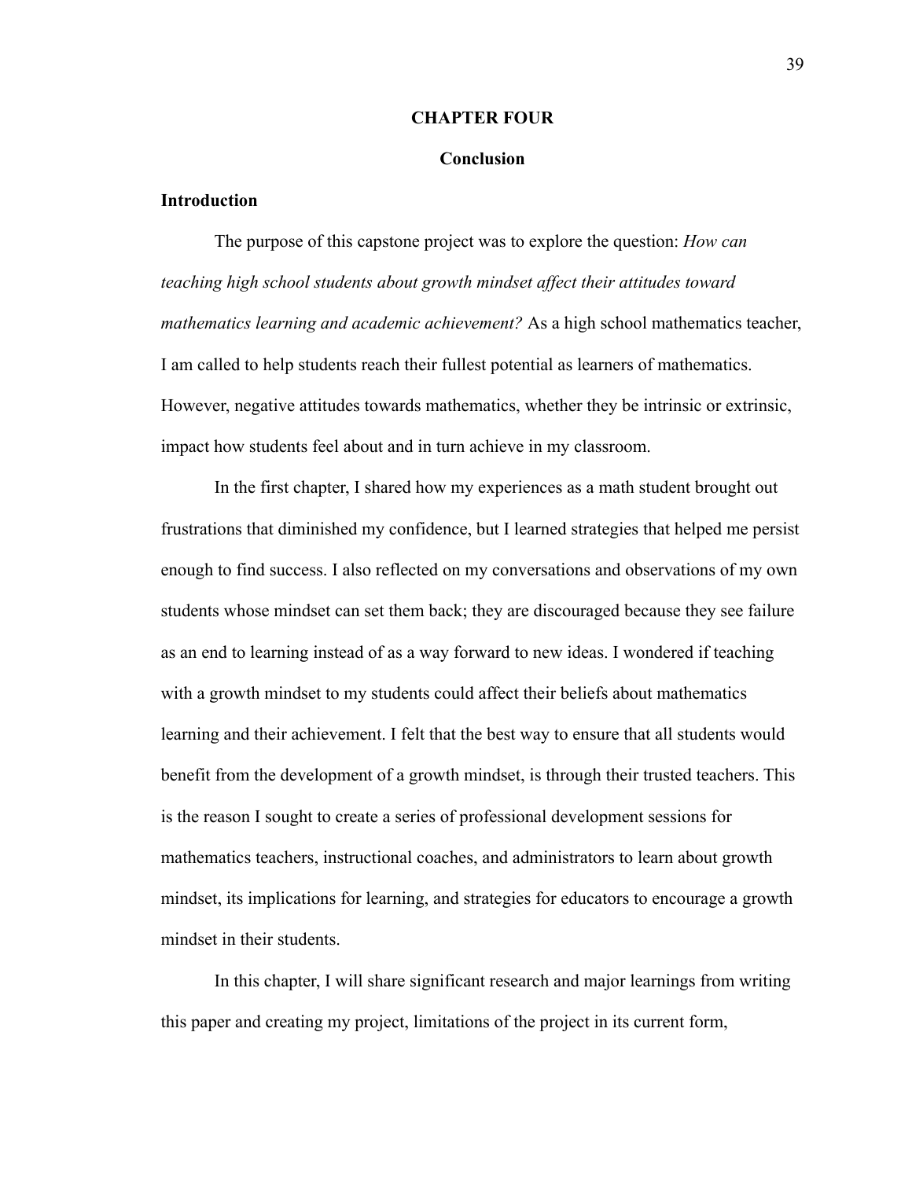# CHAPTER FOUR

## Conclusion

### Introduction

The purpose of this capstone project was to explore the question: *How can teaching high school students about growth mindset affect their attitudes toward mathematics learning and academic achievement?* As a high school mathematics teacher, I am called to help students reach their fullest potential as learners of mathematics. However, negative attitudes towards mathematics, whether they be intrinsic or extrinsic, impact how students feel about and in turn achieve in my classroom.

In the first chapter, I shared how my experiences as a math student brought out frustrations that diminished my confidence, but I learned strategies that helped me persist enough to find success. I also reflected on my conversations and observations of my own students whose mindset can set them back; they are discouraged because they see failure as an end to learning instead of as a way forward to new ideas. I wondered if teaching with a growth mindset to my students could affect their beliefs about mathematics learning and their achievement. I felt that the best way to ensure that all students would benefit from the development of a growth mindset, is through their trusted teachers. This is the reason I sought to create a series of professional development sessions for mathematics teachers, instructional coaches, and administrators to learn about growth mindset, its implications for learning, and strategies for educators to encourage a growth mindset in their students.

In this chapter, I will share significant research and major learnings from writing this paper and creating my project, limitations of the project in its current form,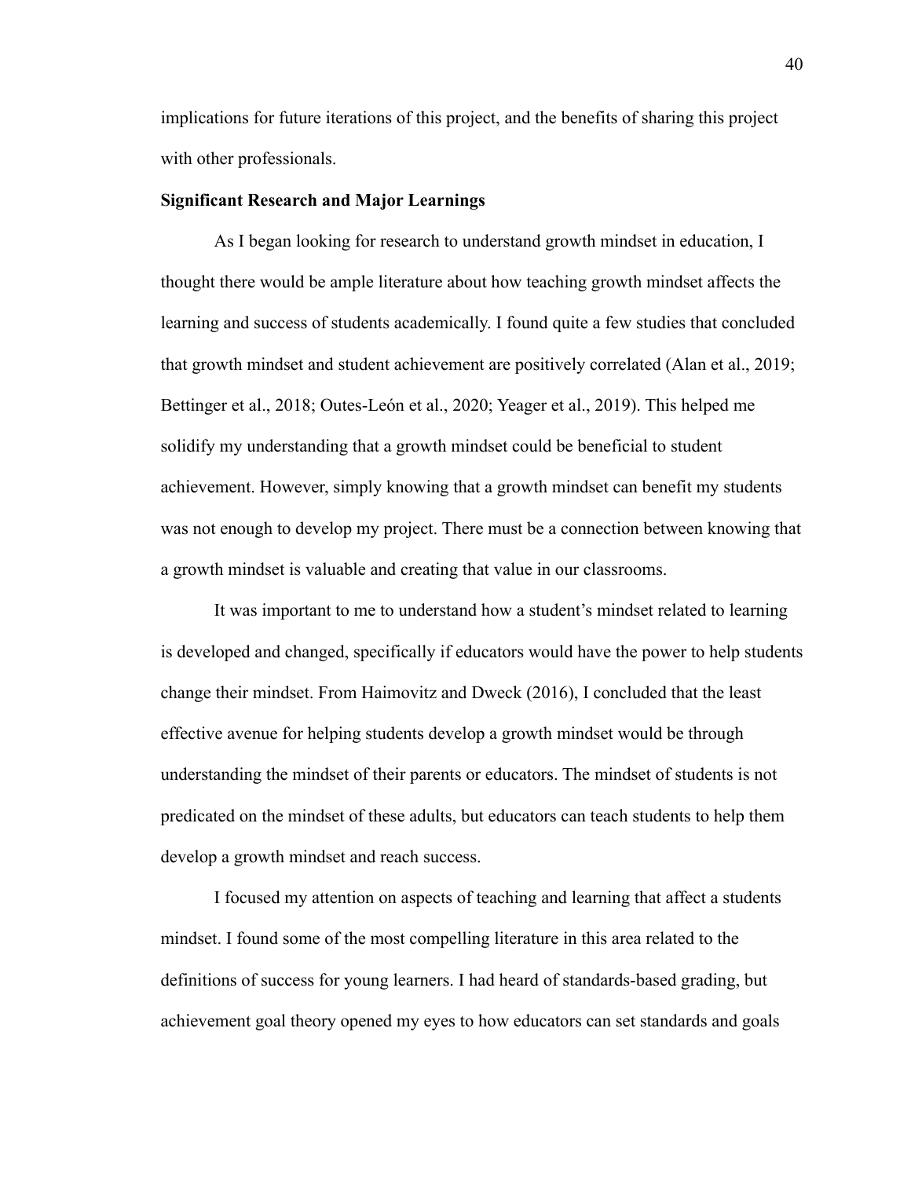implications for future iterations of this project, and the benefits of sharing this project with other professionals.

### Significant Research and Major Learnings

As I began looking for research to understand growth mindset in education, I thought there would be ample literature about how teaching growth mindset affects the learning and success of students academically. I found quite a few studies that concluded that growth mindset and student achievement are positively correlated (Alan et al., 2019; Bettinger et al., 2018; Outes-León et al., 2020; Yeager et al., 2019). This helped me solidify my understanding that a growth mindset could be beneficial to student achievement. However, simply knowing that a growth mindset can benefit my students was not enough to develop my project. There must be a connection between knowing that a growth mindset is valuable and creating that value in our classrooms.

It was important to me to understand how a student's mindset related to learning is developed and changed, specifically if educators would have the power to help students change their mindset. From Haimovitz and Dweck (2016), I concluded that the least effective avenue for helping students develop a growth mindset would be through understanding the mindset of their parents or educators. The mindset of students is not predicated on the mindset of these adults, but educators can teach students to help them develop a growth mindset and reach success.

I focused my attention on aspects of teaching and learning that affect a students mindset. I found some of the most compelling literature in this area related to the definitions of success for young learners. I had heard of standards-based grading, but achievement goal theory opened my eyes to how educators can set standards and goals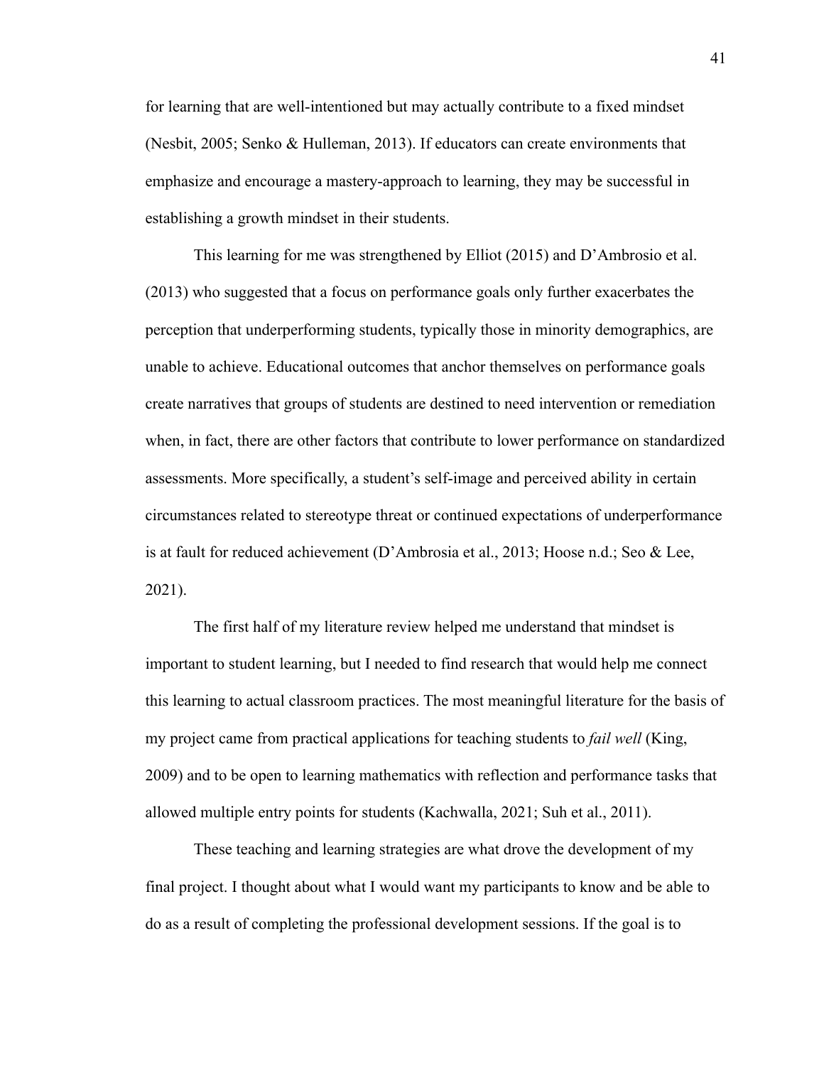for learning that are well-intentioned but may actually contribute to a fixed mindset (Nesbit, 2005; Senko & Hulleman, 2013). If educators can create environments that emphasize and encourage a mastery-approach to learning, they may be successful in establishing a growth mindset in their students.

This learning for me was strengthened by Elliot (2015) and D'Ambrosio et al. (2013) who suggested that a focus on performance goals only further exacerbates the perception that underperforming students, typically those in minority demographics, are unable to achieve. Educational outcomes that anchor themselves on performance goals create narratives that groups of students are destined to need intervention or remediation when, in fact, there are other factors that contribute to lower performance on standardized assessments. More specifically, a student's self-image and perceived ability in certain circumstances related to stereotype threat or continued expectations of underperformance is at fault for reduced achievement (D'Ambrosia et al., 2013; Hoose n.d.; Seo & Lee, 2021).

The first half of my literature review helped me understand that mindset is important to student learning, but I needed to find research that would help me connect this learning to actual classroom practices. The most meaningful literature for the basis of my project came from practical applications for teaching students to *fail well* (King, 2009) and to be open to learning mathematics with reflection and performance tasks that allowed multiple entry points for students (Kachwalla, 2021; Suh et al., 2011).

These teaching and learning strategies are what drove the development of my final project. I thought about what I would want my participants to know and be able to do as a result of completing the professional development sessions. If the goal is to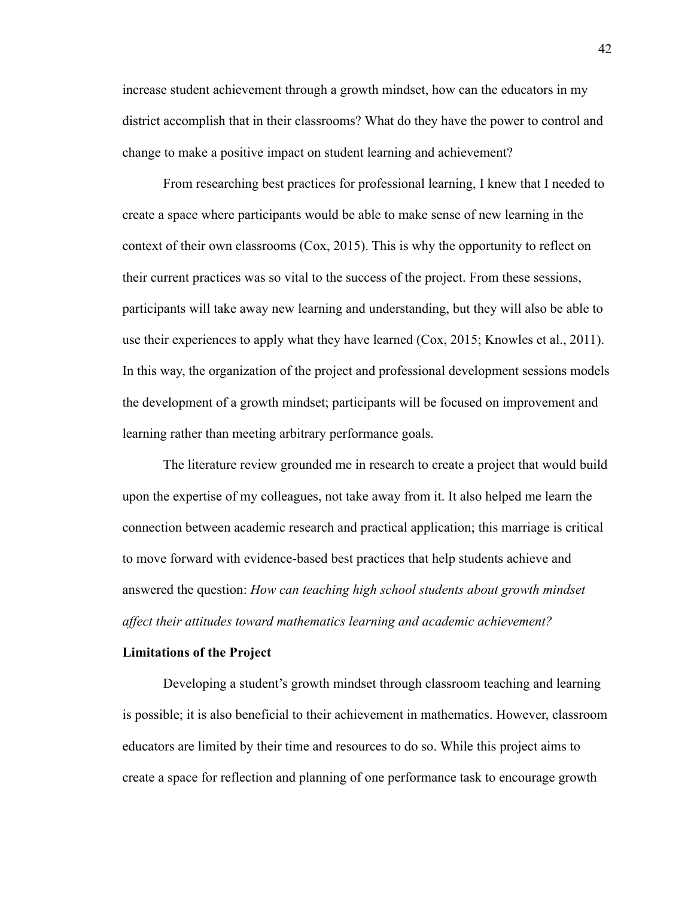increase student achievement through a growth mindset, how can the educators in my district accomplish that in their classrooms? What do they have the power to control and change to make a positive impact on student learning and achievement?

From researching best practices for professional learning, I knew that I needed to create a space where participants would be able to make sense of new learning in the context of their own classrooms (Cox, 2015). This is why the opportunity to reflect on their current practices was so vital to the success of the project. From these sessions, participants will take away new learning and understanding, but they will also be able to use their experiences to apply what they have learned (Cox, 2015; Knowles et al., 2011). In this way, the organization of the project and professional development sessions models the development of a growth mindset; participants will be focused on improvement and learning rather than meeting arbitrary performance goals.

The literature review grounded me in research to create a project that would build upon the expertise of my colleagues, not take away from it. It also helped me learn the connection between academic research and practical application; this marriage is critical to move forward with evidence-based best practices that help students achieve and answered the question: *How can teaching high school students about growth mindset affect their attitudes toward mathematics learning and academic achievement?*

**Limitations of the Project**

Developing a student's growth mindset through classroom teaching and learning is possible; it is also beneficial to their achievement in mathematics. However, classroom educators are limited by their time and resources to do so. While this project aims to create a space for reflection and planning of one performance task to encourage growth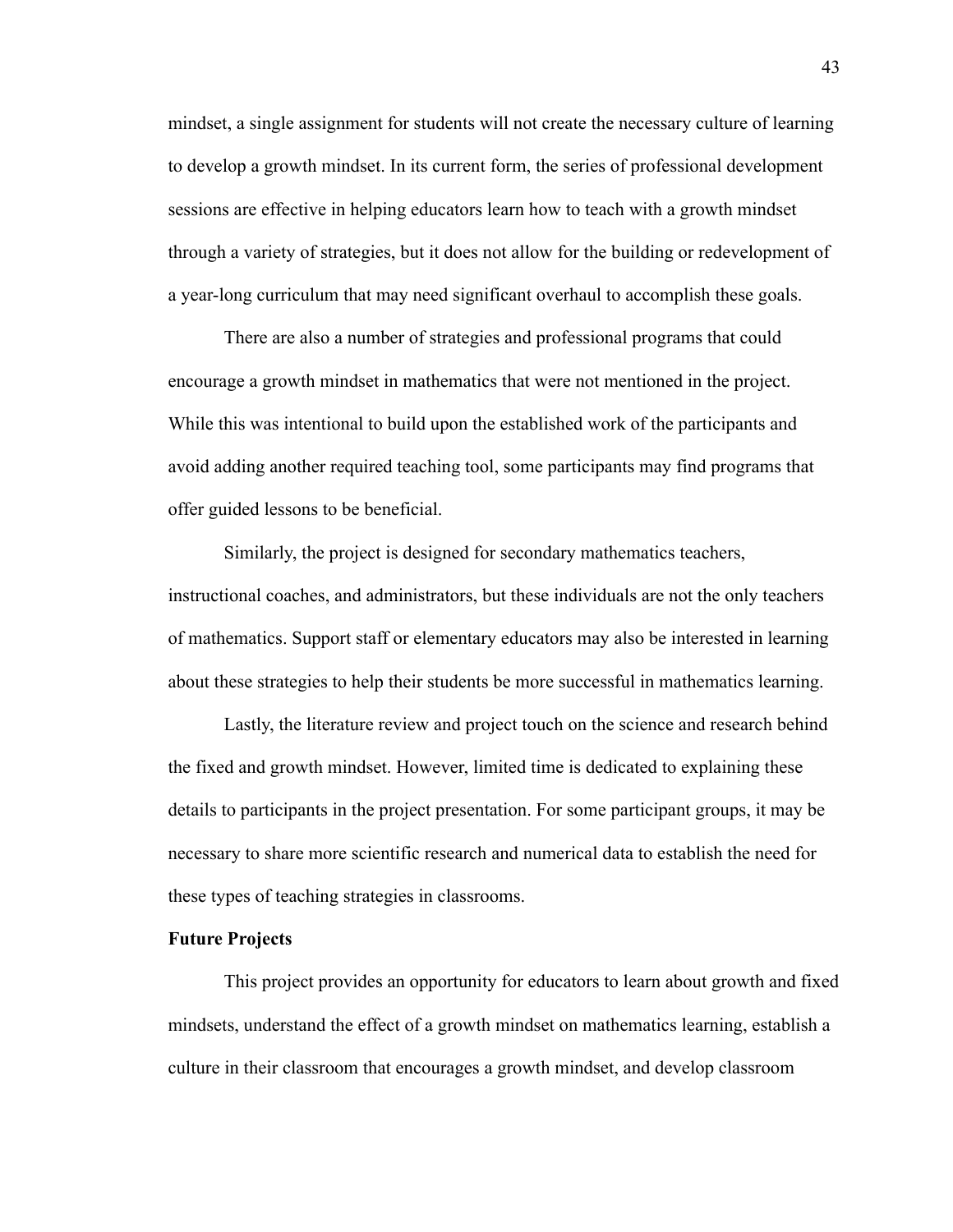mindset, a single assignment for students will not create the necessary culture of learning to develop a growth mindset. In its current form, the series of professional development sessions are effective in helping educators learn how to teach with a growth mindset through a variety of strategies, but it does not allow for the building or redevelopment of a year-long curriculum that may need significant overhaul to accomplish these goals.

There are also a number of strategies and professional programs that could encourage a growth mindset in mathematics that were not mentioned in the project. While this was intentional to build upon the established work of the participants and avoid adding another required teaching tool, some participants may find programs that offer guided lessons to be beneficial.

Similarly, the project is designed for secondary mathematics teachers, instructional coaches, and administrators, but these individuals are not the only teachers of mathematics. Support staff or elementary educators may also be interested in learning about these strategies to help their students be more successful in mathematics learning.

Lastly, the literature review and project touch on the science and research behind the fixed and growth mindset. However, limited time is dedicated to explaining these details to participants in the project presentation. For some participant groups, it may be necessary to share more scientific research and numerical data to establish the need for these types of teaching strategies in classrooms.

**Future Projects**

This project provides an opportunity for educators to learn about growth and fixed mindsets, understand the effect of a growth mindset on mathematics learning, establish a culture in their classroom that encourages a growth mindset, and develop classroom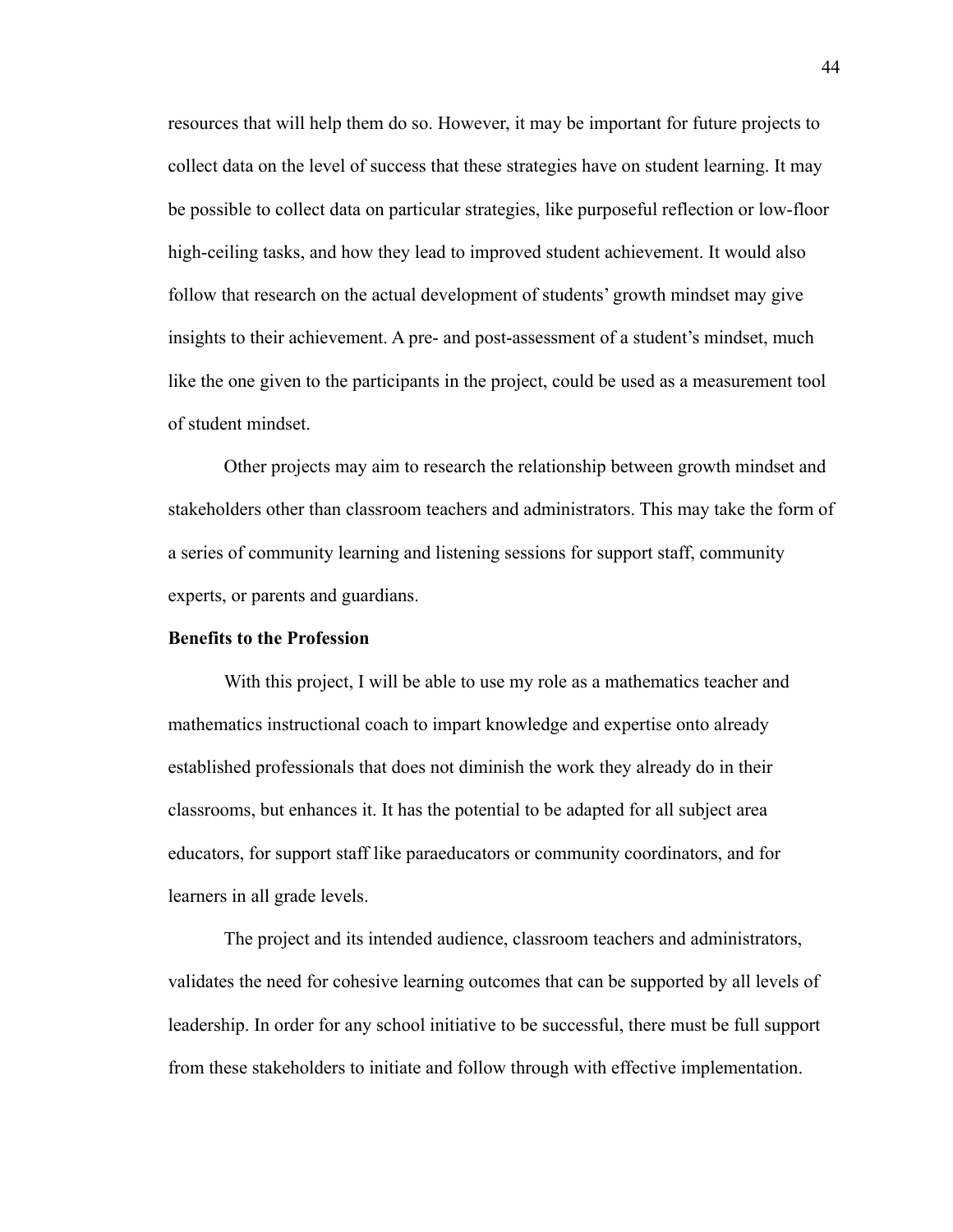resources that will help them do so. However, it may be important for future projects to collect data on the level of success that these strategies have on student learning. It may be possible to collect data on particular strategies, like purposeful reflection or low-floor high-ceiling tasks, and how they lead to improved student achievement. It would also follow that research on the actual development of students' growth mindset may give insights to their achievement. A pre- and post-assessment of a student's mindset, much like the one given to the participants in the project, could be used as a measurement tool of student mindset.

Other projects may aim to research the relationship between growth mindset and stakeholders other than classroom teachers and administrators. This may take the form of a series of community learning and listening sessions for support staff, community experts, or parents and guardians.

**Benefits to the Profession**

With this project, I will be able to use my role as a mathematics teacher and mathematics instructional coach to impart knowledge and expertise onto already established professionals that does not diminish the work they already do in their classrooms, but enhances it. It has the potential to be adapted for all subject area educators, for support staff like paraeducators or community coordinators, and for learners in all grade levels.

The project and its intended audience, classroom teachers and administrators, validates the need for cohesive learning outcomes that can be supported by all levels of leadership. In order for any school initiative to be successful, there must be full support from these stakeholders to initiate and follow through with effective implementation.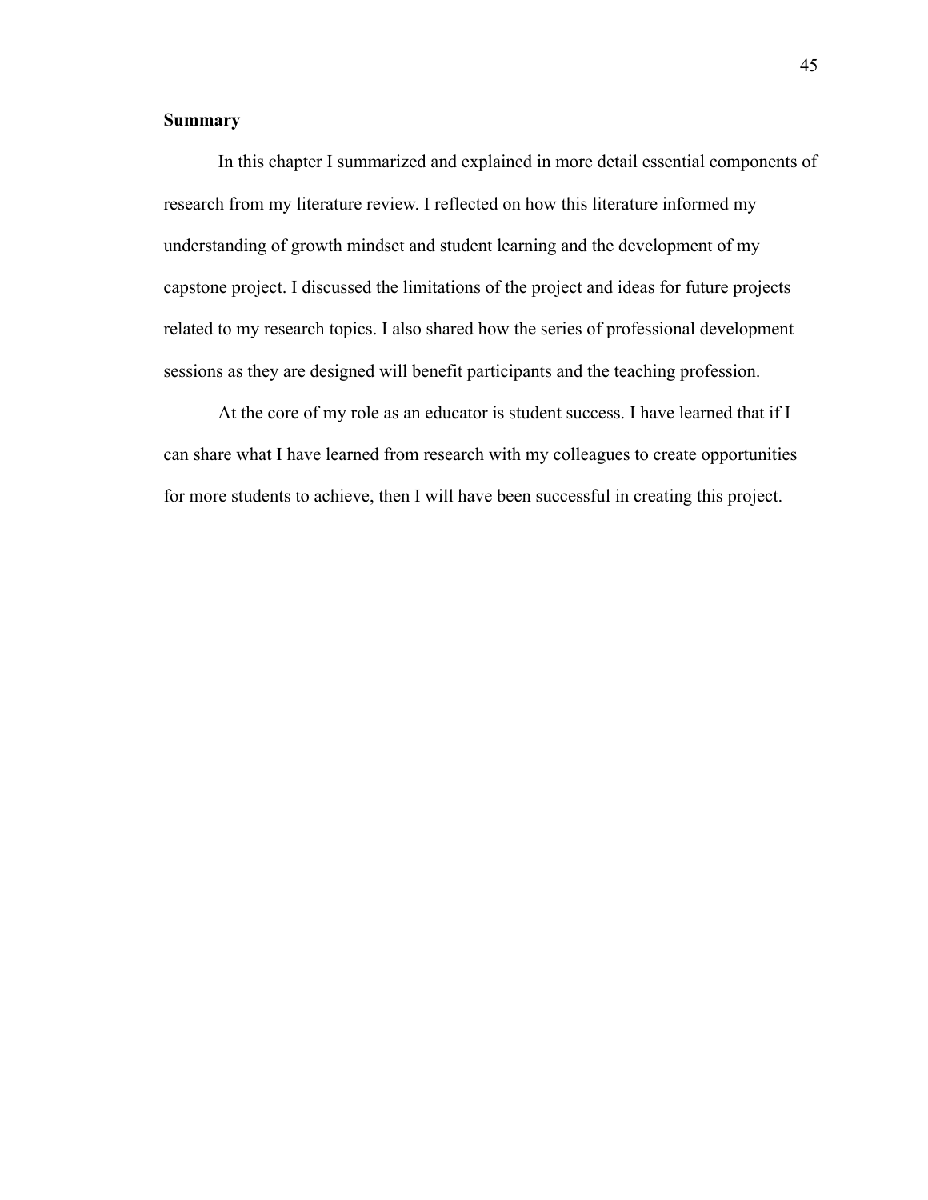## Summary

In this chapter I summarized and explained in more detail essential components of research from my literature review. I reflected on how this literature informed my understanding of growth mindset and student learning and the development of my capstone project. I discussed the limitations of the project and ideas for future projects related to my research topics. I also shared how the series of professional development sessions as they are designed will benefit participants and the teaching profession.

At the core of my role as an educator is student success. I have learned that if I can share what I have learned from research with my colleagues to create opportunities for more students to achieve, then I will have been successful in creating this project.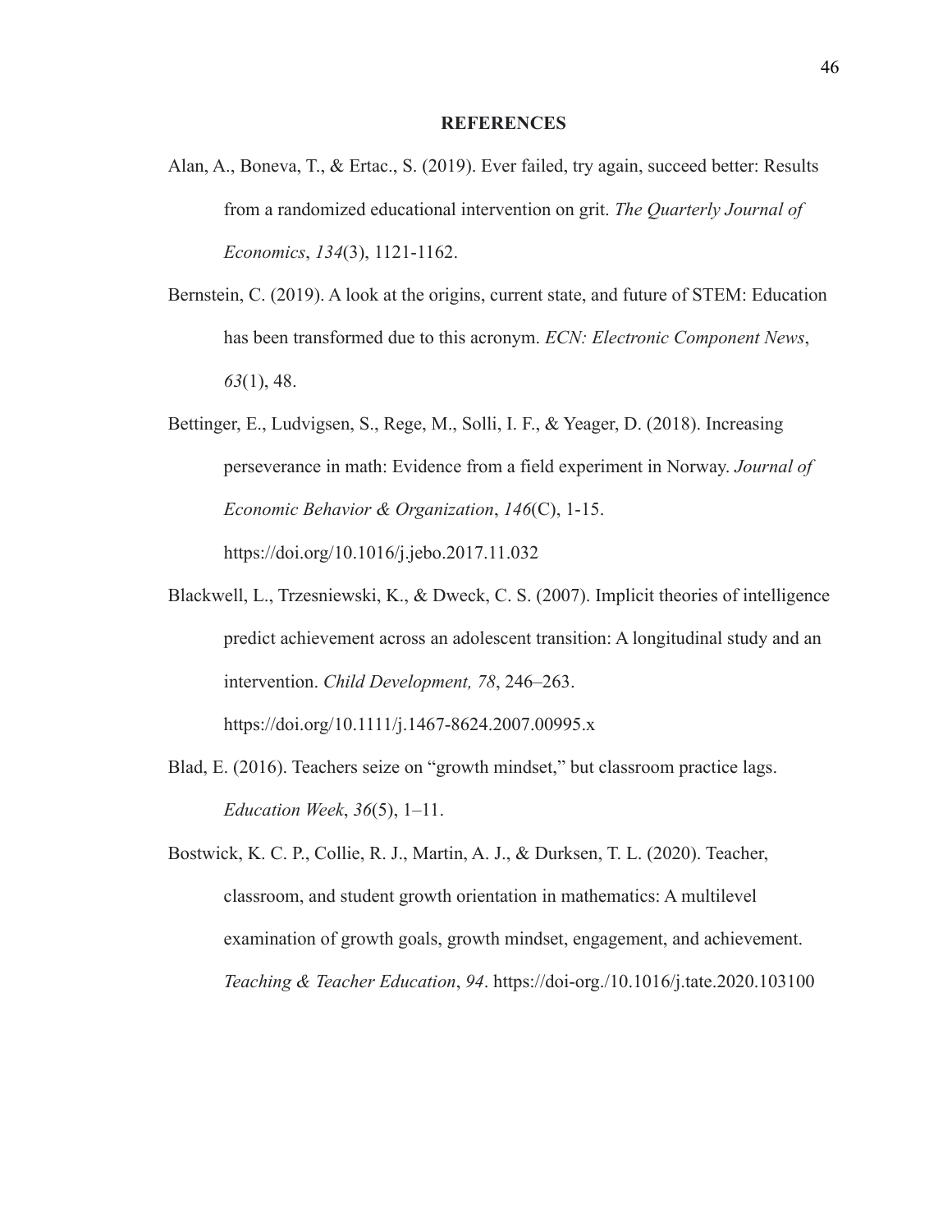# REFERENCES

Alan, A., Boneva, T., & Ertac., S. (2019). Ever failed, try again, succeed better: Results from a randomized educational intervention on grit. *The Quarterly Journal of Economics*, *134*(3), 1121-1162.

Bernstein, C. (2019). A look at the origins, current state, and future of STEM: Education has been transformed due to this acronym. *ECN: Electronic Component News*, *63*(1), 48.

Bettinger, E., Ludvigsen, S., Rege, M., Solli, I. F., & Yeager, D. (2018). Increasing perseverance in math: Evidence from a field experiment in Norway. *Journal of Economic Behavior & Organization*, *146*(C), 1-15. https://doi.org/10.1016/j.jebo.2017.11.032

Blackwell, L., Trzesniewski, K., & Dweck, C. S. (2007). Implicit theories of intelligence predict achievement across an adolescent transition: A longitudinal study and an intervention. *Child Development, 78*, 246–263. https://doi.org/10.1111/j.1467-8624.2007.00995.x

Blad, E. (2016). Teachers seize on "growth mindset," but classroom practice lags. *Education Week*, *36*(5), 1–11.

Bostwick, K. C. P., Collie, R. J., Martin, A. J., & Durksen, T. L. (2020). Teacher, classroom, and student growth orientation in mathematics: A multilevel examination of growth goals, growth mindset, engagement, and achievement. *Teaching & Teacher Education*, *94*. https://doi-org./10.1016/j.tate.2020.103100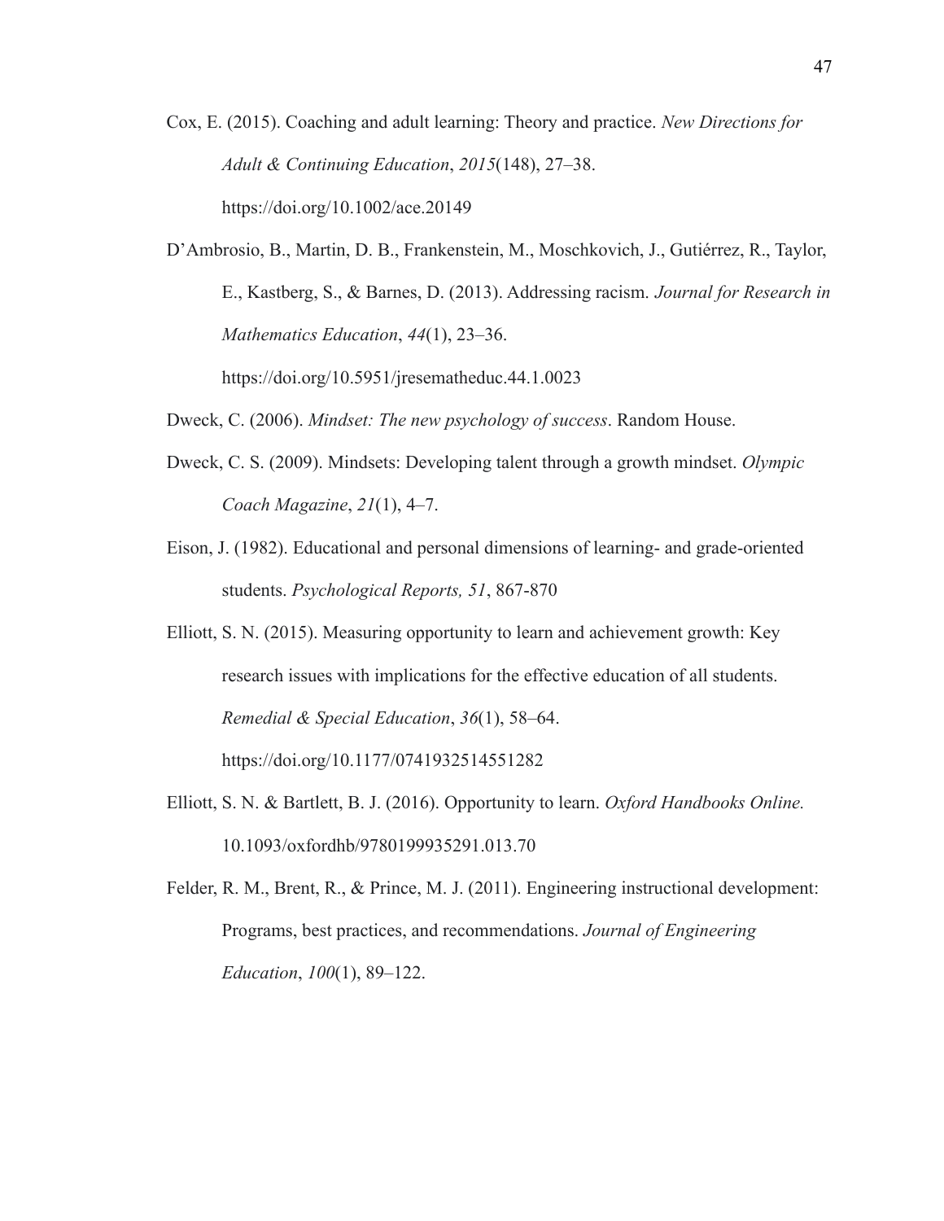Cox, E. (2015). Coaching and adult learning: Theory and practice. *New Directions for Adult & Continuing Education*, *2015*(148), 27–38. https://doi.org/10.1002/ace.20149

D'Ambrosio, B., Martin, D. B., Frankenstein, M., Moschkovich, J., Gutiérrez, R., Taylor, E., Kastberg, S., & Barnes, D. (2013). Addressing racism. *Journal for Research in Mathematics Education*, *44*(1), 23–36. https://doi.org/10.5951/jresematheduc.44.1.0023

Dweck, C. (2006). *Mindset: The new psychology of success*. Random House.

Dweck, C. S. (2009). Mindsets: Developing talent through a growth mindset. *Olympic Coach Magazine*, *21*(1), 4–7.

Eison, J. (1982). Educational and personal dimensions of learning- and grade-oriented students. *Psychological Reports, 51*, 867-870

Elliott, S. N. (2015). Measuring opportunity to learn and achievement growth: Key research issues with implications for the effective education of all students. *Remedial & Special Education*, *36*(1), 58–64. https://doi.org/10.1177/0741932514551282

Elliott, S. N. & Bartlett, B. J. (2016). Opportunity to learn. *Oxford Handbooks Online.* 10.1093/oxfordhb/9780199935291.013.70

Felder, R. M., Brent, R., & Prince, M. J. (2011). Engineering instructional development: Programs, best practices, and recommendations. *Journal of Engineering Education*, *100*(1), 89–122.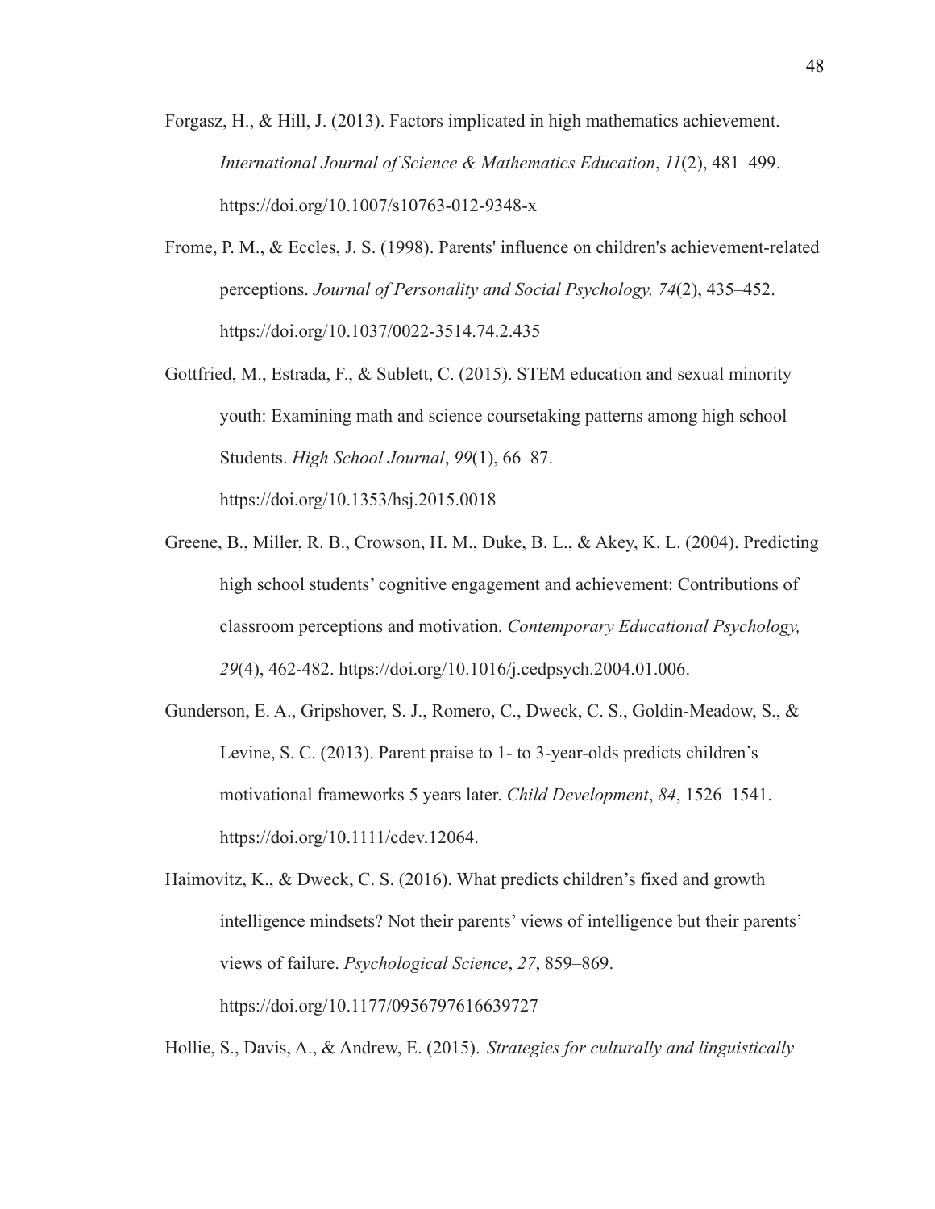Forgasz, H., & Hill, J. (2013). Factors implicated in high mathematics achievement. *International Journal of Science & Mathematics Education*, *11*(2), 481–499. https://doi.org/10.1007/s10763-012-9348-x

Frome, P. M., & Eccles, J. S. (1998). Parents' influence on children's achievement-related perceptions. *Journal of Personality and Social Psychology, 74*(2), 435–452. https://doi.org/10.1037/0022-3514.74.2.435

Gottfried, M., Estrada, F., & Sublett, C. (2015). STEM education and sexual minority youth: Examining math and science coursetaking patterns among high school Students. *High School Journal*, *99*(1), 66–87. https://doi.org/10.1353/hsj.2015.0018

Greene, B., Miller, R. B., Crowson, H. M., Duke, B. L., & Akey, K. L. (2004). Predicting high school students' cognitive engagement and achievement: Contributions of classroom perceptions and motivation. *Contemporary Educational Psychology, 29*(4), 462-482. https://doi.org/10.1016/j.cedpsych.2004.01.006.

Gunderson, E. A., Gripshover, S. J., Romero, C., Dweck, C. S., Goldin-Meadow, S., & Levine, S. C. (2013). Parent praise to 1- to 3-year-olds predicts children's motivational frameworks 5 years later. *Child Development*, *84*, 1526–1541. https://doi.org/10.1111/cdev.12064.

Haimovitz, K., & Dweck, C. S. (2016). What predicts children's fixed and growth intelligence mindsets? Not their parents' views of intelligence but their parents' views of failure. *Psychological Science*, *27*, 859–869. https://doi.org/10.1177/0956797616639727

Hollie, S., Davis, A., & Andrew, E. (2015). *Strategies for culturally and linguistically*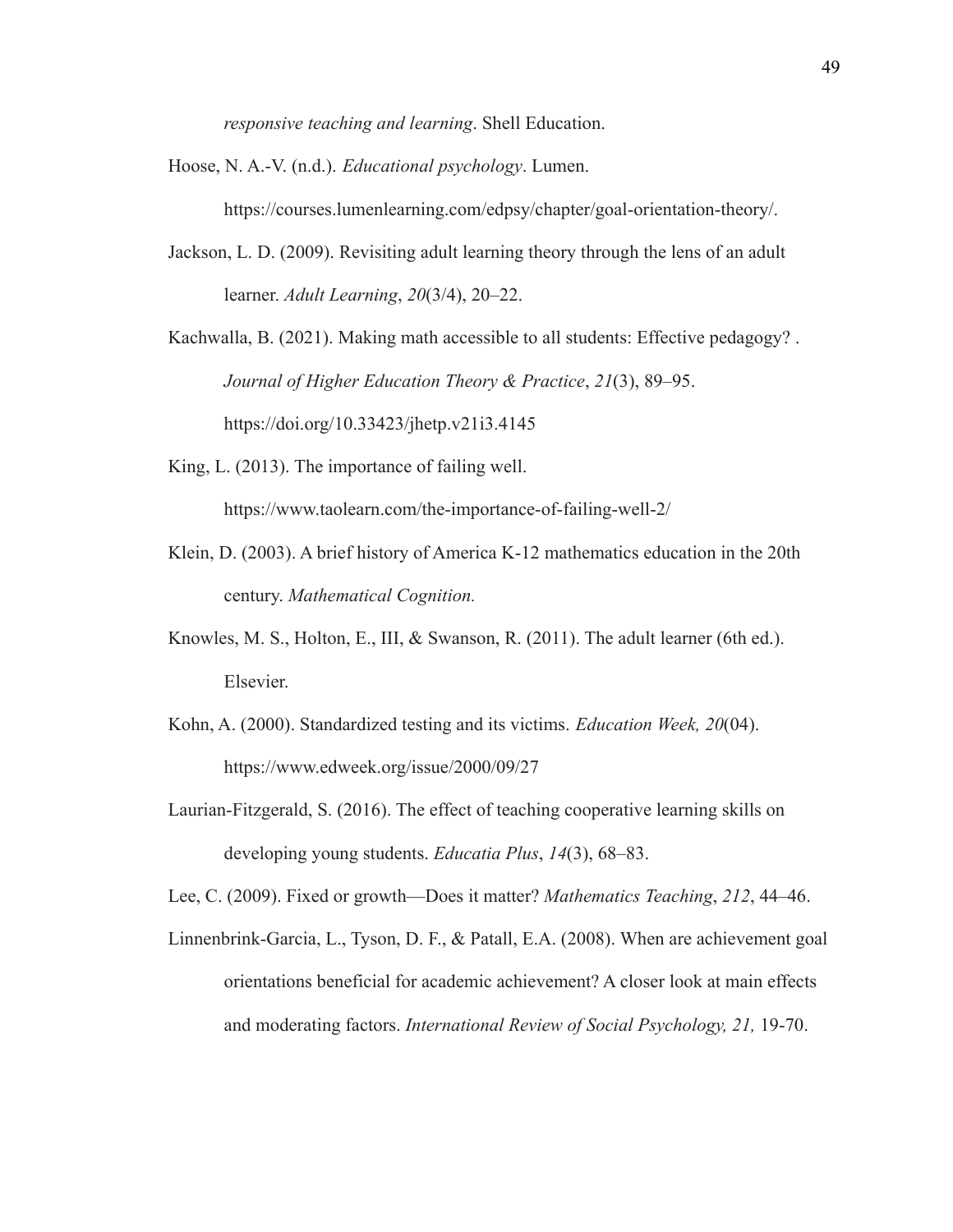*responsive teaching and learning*. Shell Education.

Hoose, N. A.-V. (n.d.). *Educational psychology*. Lumen. https://courses.lumenlearning.com/edpsy/chapter/goal-orientation-theory/.

Jackson, L. D. (2009). Revisiting adult learning theory through the lens of an adult learner. *Adult Learning*, *20*(3/4), 20–22.

Kachwalla, B. (2021). Making math accessible to all students: Effective pedagogy? . *Journal of Higher Education Theory & Practice*, *21*(3), 89–95. https://doi.org/10.33423/jhetp.v21i3.4145

King, L. (2013). The importance of failing well. https://www.taolearn.com/the-importance-of-failing-well-2/

Klein, D. (2003). A brief history of America K-12 mathematics education in the 20th century. *Mathematical Cognition.*

Knowles, M. S., Holton, E., III, & Swanson, R. (2011). The adult learner (6th ed.). Elsevier.

Kohn, A. (2000). Standardized testing and its victims. *Education Week, 20*(04). https://www.edweek.org/issue/2000/09/27

Laurian-Fitzgerald, S. (2016). The effect of teaching cooperative learning skills on developing young students. *Educatia Plus*, *14*(3), 68–83.

Lee, C. (2009). Fixed or growth—Does it matter? *Mathematics Teaching*, *212*, 44–46.

Linnenbrink-Garcia, L., Tyson, D. F., & Patall, E.A. (2008). When are achievement goal orientations beneficial for academic achievement? A closer look at main effects and moderating factors. *International Review of Social Psychology, 21,* 19-70.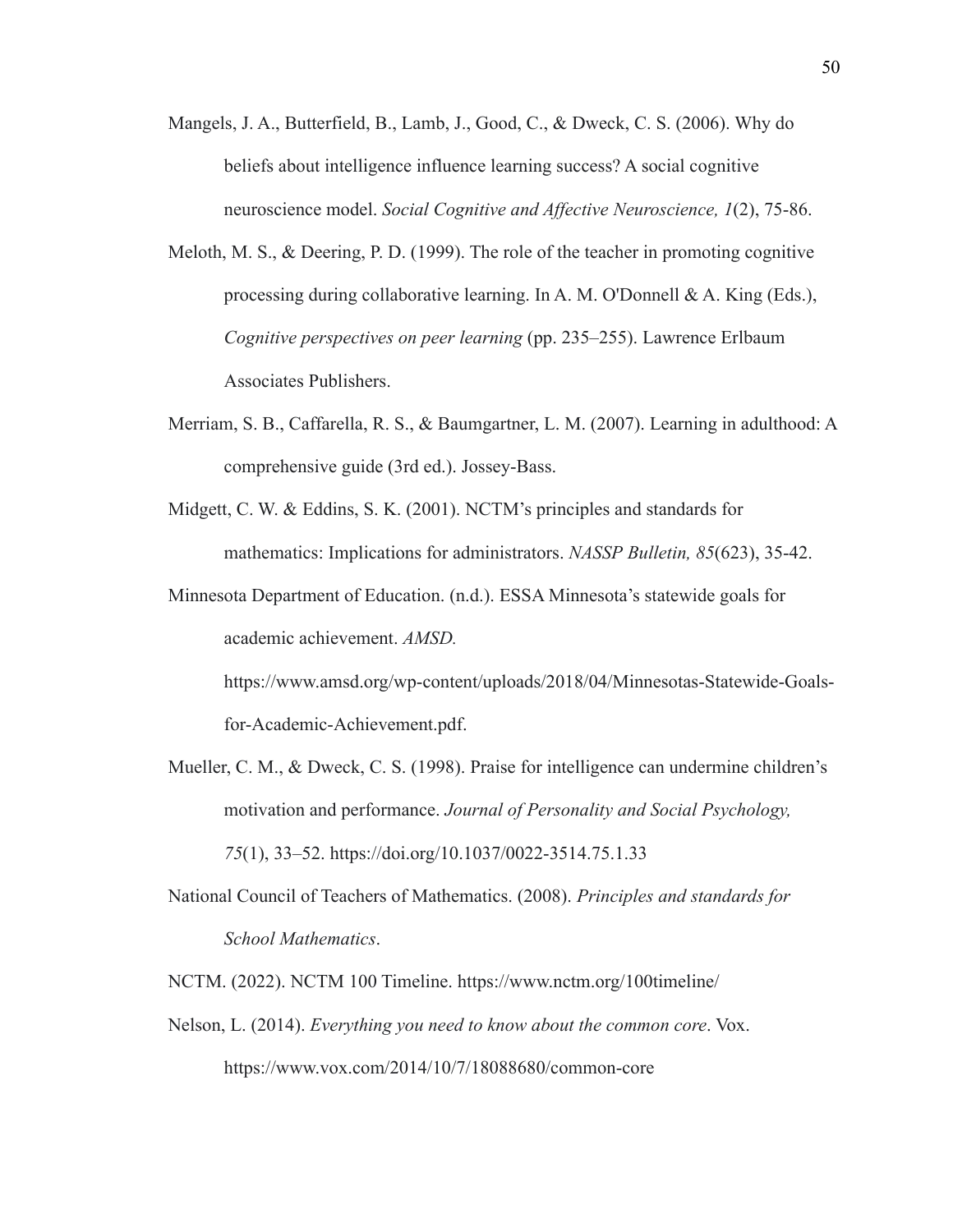Mangels, J. A., Butterfield, B., Lamb, J., Good, C., & Dweck, C. S. (2006). Why do beliefs about intelligence influence learning success? A social cognitive neuroscience model. *Social Cognitive and Affective Neuroscience, 1*(2), 75-86.

Meloth, M. S., & Deering, P. D. (1999). The role of the teacher in promoting cognitive processing during collaborative learning. In A. M. O'Donnell & A. King (Eds.), *Cognitive perspectives on peer learning* (pp. 235–255). Lawrence Erlbaum Associates Publishers.

Merriam, S. B., Caffarella, R. S., & Baumgartner, L. M. (2007). Learning in adulthood: A comprehensive guide (3rd ed.). Jossey-Bass.

Midgett, C. W. & Eddins, S. K. (2001). NCTM's principles and standards for mathematics: Implications for administrators. *NASSP Bulletin, 85*(623), 35-42.

Minnesota Department of Education. (n.d.). ESSA Minnesota's statewide goals for academic achievement. *AMSD.* https://www.amsd.org/wp-content/uploads/2018/04/Minnesotas-Statewide-Goals-for-Academic-Achievement.pdf.

Mueller, C. M., & Dweck, C. S. (1998). Praise for intelligence can undermine children's motivation and performance. *Journal of Personality and Social Psychology, 75*(1), 33–52. https://doi.org/10.1037/0022-3514.75.1.33

National Council of Teachers of Mathematics. (2008). *Principles and standards for School Mathematics*.

NCTM. (2022). NCTM 100 Timeline. https://www.nctm.org/100timeline/

Nelson, L. (2014). *Everything you need to know about the common core*. Vox. https://www.vox.com/2014/10/7/18088680/common-core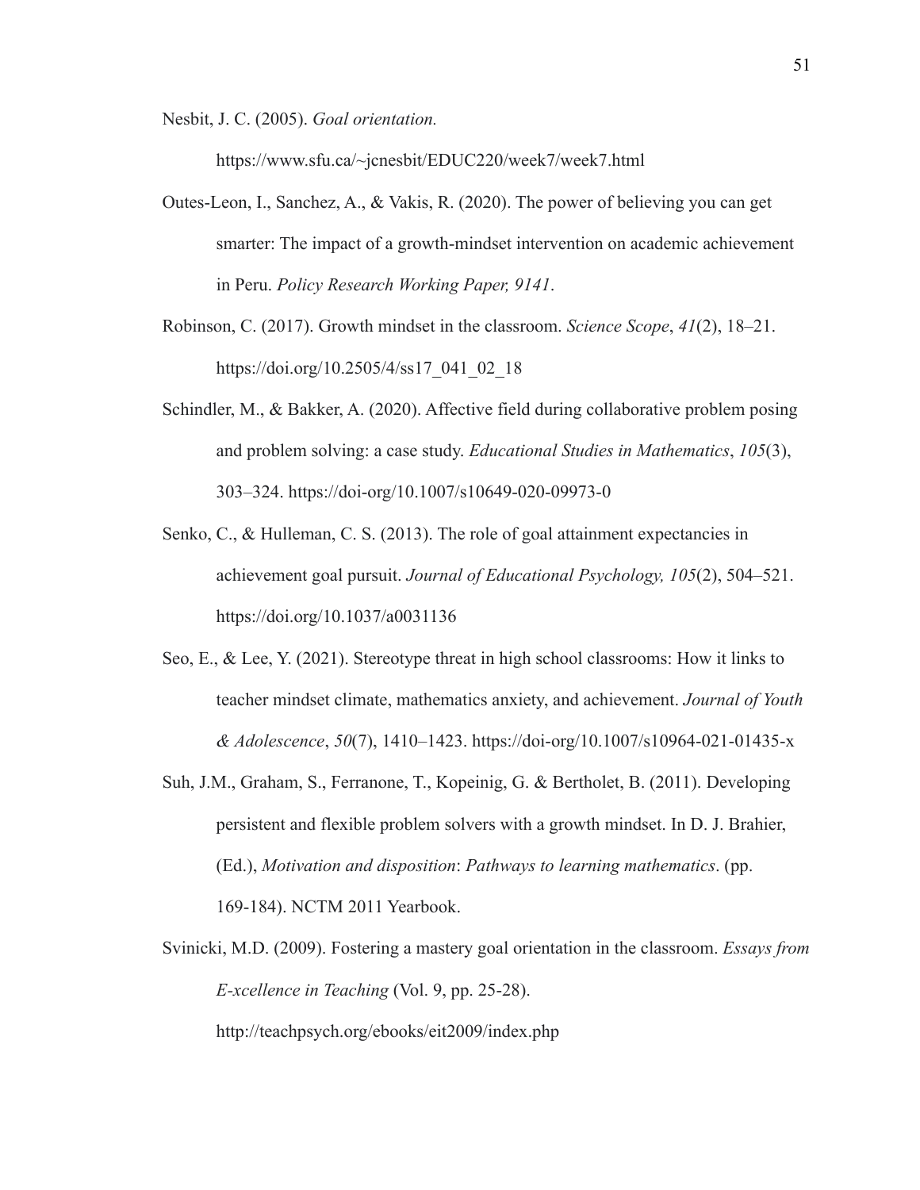Nesbit, J. C. (2005). *Goal orientation.* https://www.sfu.ca/~jcnesbit/EDUC220/week7/week7.html

Outes-Leon, I., Sanchez, A., & Vakis, R. (2020). The power of believing you can get smarter: The impact of a growth-mindset intervention on academic achievement in Peru. *Policy Research Working Paper, 9141*.

Robinson, C. (2017). Growth mindset in the classroom. *Science Scope*, *41*(2), 18–21. https://doi.org/10.2505/4/ss17_041_02_18

Schindler, M., & Bakker, A. (2020). Affective field during collaborative problem posing and problem solving: a case study. *Educational Studies in Mathematics*, *105*(3), 303–324. https://doi-org/10.1007/s10649-020-09973-0

Senko, C., & Hulleman, C. S. (2013). The role of goal attainment expectancies in achievement goal pursuit. *Journal of Educational Psychology, 105*(2), 504–521. https://doi.org/10.1037/a0031136

Seo, E., & Lee, Y. (2021). Stereotype threat in high school classrooms: How it links to teacher mindset climate, mathematics anxiety, and achievement. *Journal of Youth & Adolescence*, *50*(7), 1410–1423. https://doi-org/10.1007/s10964-021-01435-x

Suh, J.M., Graham, S., Ferranone, T., Kopeinig, G. & Bertholet, B. (2011). Developing persistent and flexible problem solvers with a growth mindset. In D. J. Brahier, (Ed.), *Motivation and disposition*: *Pathways to learning mathematics*. (pp. 169-184). NCTM 2011 Yearbook.

Svinicki, M.D. (2009). Fostering a mastery goal orientation in the classroom. *Essays from E-xcellence in Teaching* (Vol. 9, pp. 25-28). http://teachpsych.org/ebooks/eit2009/index.php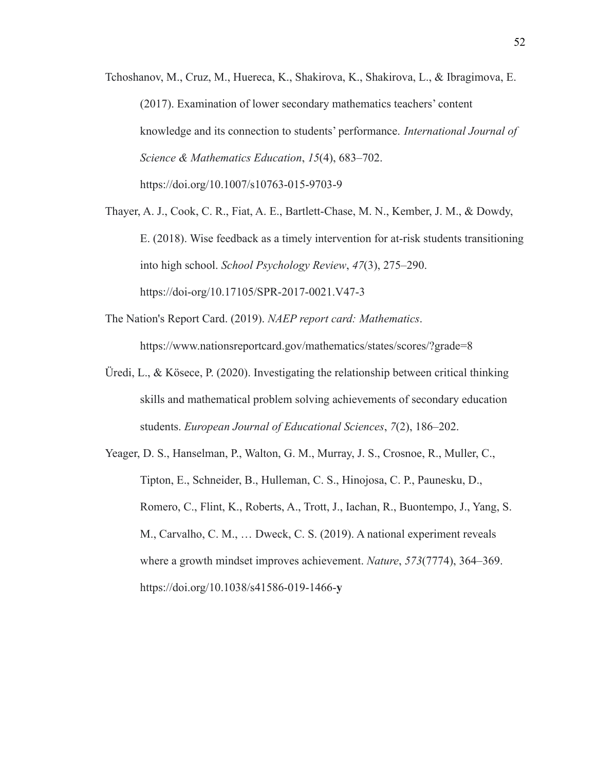Tchoshanov, M., Cruz, M., Huereca, K., Shakirova, K., Shakirova, L., & Ibragimova, E. (2017). Examination of lower secondary mathematics teachers' content knowledge and its connection to students' performance. *International Journal of Science & Mathematics Education*, *15*(4), 683–702. https://doi.org/10.1007/s10763-015-9703-9

Thayer, A. J., Cook, C. R., Fiat, A. E., Bartlett-Chase, M. N., Kember, J. M., & Dowdy, E. (2018). Wise feedback as a timely intervention for at-risk students transitioning into high school. *School Psychology Review*, *47*(3), 275–290. https://doi-org/10.17105/SPR-2017-0021.V47-3

The Nation's Report Card. (2019). *NAEP report card: Mathematics*. https://www.nationsreportcard.gov/mathematics/states/scores/?grade=8

Üredi, L., & Kösece, P. (2020). Investigating the relationship between critical thinking skills and mathematical problem solving achievements of secondary education students. *European Journal of Educational Sciences*, *7*(2), 186–202.

Yeager, D. S., Hanselman, P., Walton, G. M., Murray, J. S., Crosnoe, R., Muller, C., Tipton, E., Schneider, B., Hulleman, C. S., Hinojosa, C. P., Paunesku, D., Romero, C., Flint, K., Roberts, A., Trott, J., Iachan, R., Buontempo, J., Yang, S. M., Carvalho, C. M., … Dweck, C. S. (2019). A national experiment reveals where a growth mindset improves achievement. *Nature*, *573*(7774), 364–369. https://doi.org/10.1038/s41586-019-1466-**y**